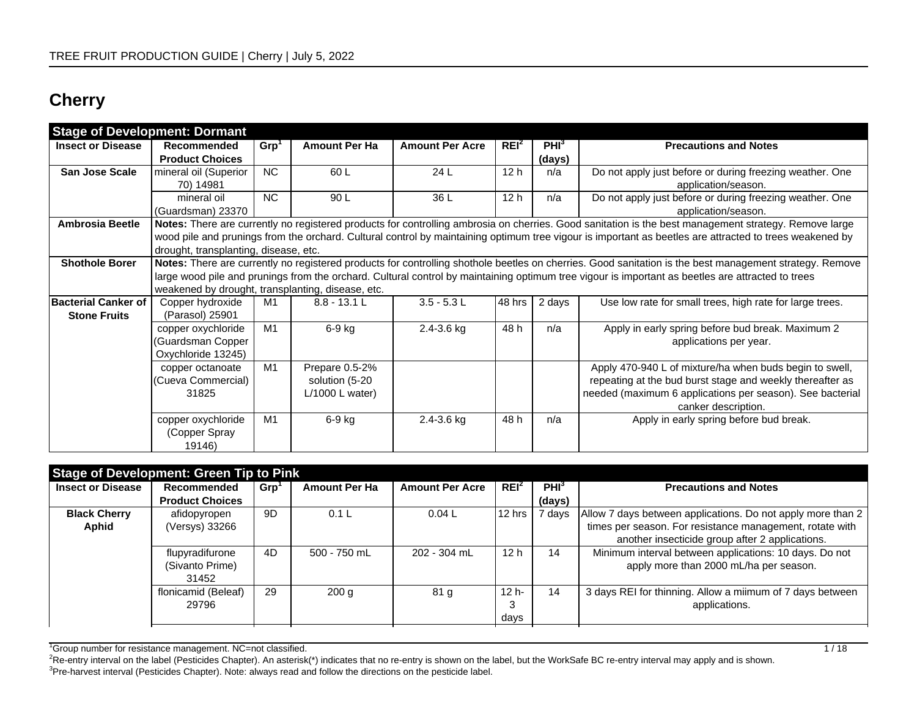# Cherry

| Stage of Development: Dormant | | | | | | | |
|---|---|---|---|---|---|---|---|
| **Insect or Disease** | **Recommended Product Choices** | **Grp[1]** | **Amount Per Ha** | **Amount Per Acre** | **REI[2]** | **PHI[3] (days)** | **Precautions and Notes** |
| **San Jose Scale** | mineral oil (Superior 70) 14981 | NC | 60 L | 24 L | 12 h | n/a | Do not apply just before or during freezing weather. One application/season. |
| | mineral oil (Guardsman) 23370 | NC | 90 L | 36 L | 12 h | n/a | Do not apply just before or during freezing weather. One application/season. |
| **Ambrosia Beetle** | **Notes:** There are currently no registered products for controlling ambrosia on cherries. Good sanitation is the best management strategy. Remove large wood pile and prunings from the orchard. Cultural control by maintaining optimum tree vigour is important as beetles are attracted to trees weakened by drought, transplanting, disease, etc. | | | | | | |
| **Shothole Borer** | **Notes:** There are currently no registered products for controlling shothole beetles on cherries. Good sanitation is the best management strategy. Remove large wood pile and prunings from the orchard. Cultural control by maintaining optimum tree vigour is important as beetles are attracted to trees weakened by drought, transplanting, disease, etc. | | | | | | |
| **Bacterial Canker of Stone Fruits** | Copper hydroxide (Parasol) 25901 | M1 | 8.8 - 13.1 L | 3.5 - 5.3 L | 48 hrs | 2 days | Use low rate for small trees, high rate for large trees. |
| | copper oxychloride (Guardsman Copper Oxychloride 13245) | M1 | 6-9 kg | 2.4-3.6 kg | 48 h | n/a | Apply in early spring before bud break. Maximum 2 applications per year. |
| | copper octanoate (Cueva Commercial) 31825 | M1 | Prepare 0.5-2% solution (5-20 L/1000 L water) | | | | Apply 470-940 L of mixture/ha when buds begin to swell, repeating at the bud burst stage and weekly thereafter as needed (maximum 6 applications per season). See bacterial canker description. |
| | copper oxychloride (Copper Spray 19146) | M1 | 6-9 kg | 2.4-3.6 kg | 48 h | n/a | Apply in early spring before bud break. |

| Stage of Development: Green Tip to Pink | | | | | | | |
|---|---|---|---|---|---|---|---|
| **Insect or Disease** | **Recommended Product Choices** | **Grp[1]** | **Amount Per Ha** | **Amount Per Acre** | **REI[2]** | **PHI[3] (days)** | **Precautions and Notes** |
| **Black Cherry Aphid** | afidopyropen (Versys) 33266 | 9D | 0.1 L | 0.04 L | 12 hrs | 7 days | Allow 7 days between applications. Do not apply more than 2 times per season. For resistance management, rotate with another insecticide group after 2 applications. |
| | flupyradifurone (Sivanto Prime) 31452 | 4D | 500 - 750 mL | 202 - 304 mL | 12 h | 14 | Minimum interval between applications: 10 days. Do not apply more than 2000 mL/ha per season. |
| | flonicamid (Beleaf) 29796 | 29 | 200 g | 81 g | 12 h-3 days | 14 | 3 days REI for thinning. Allow a miimum of 7 days between applications. |

[1]Group number for resistance management. NC=not classified.

[2]Re-entry interval on the label (Pesticides Chapter). An asterisk(*) indicates that no re-entry is shown on the label, but the WorkSafe BC re-entry interval may apply and is shown.

[3]Pre-harvest interval (Pesticides Chapter). Note: always read and follow the directions on the pesticide label.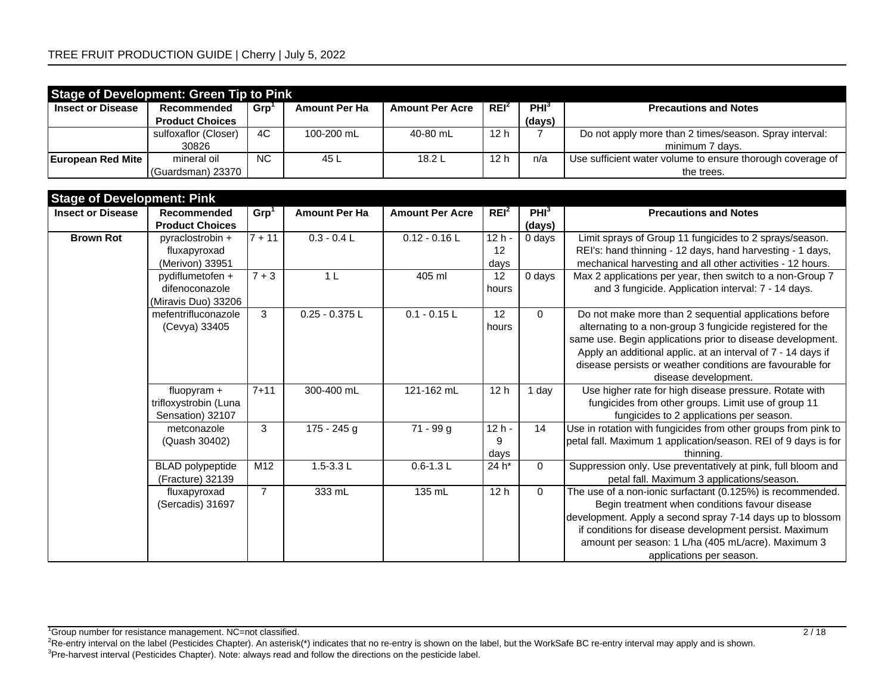## Stage of Development: Green Tip to Pink

| Insect or Disease | Recommended Product Choices | Grp[1] | Amount Per Ha | Amount Per Acre | REI[2] | PHI[3] (days) | Precautions and Notes |
|---|---|---|---|---|---|---|---|
| | sulfoxaflor (Closer) 30826 | 4C | 100-200 mL | 40-80 mL | 12 h | 7 | Do not apply more than 2 times/season. Spray interval: minimum 7 days. |
| **European Red Mite** | mineral oil (Guardsman) 23370 | NC | 45 L | 18.2 L | 12 h | n/a | Use sufficient water volume to ensure thorough coverage of the trees. |

## Stage of Development: Pink

| Insect or Disease | Recommended Product Choices | Grp[1] | Amount Per Ha | Amount Per Acre | REI[2] | PHI[3] (days) | Precautions and Notes |
|---|---|---|---|---|---|---|---|
| **Brown Rot** | pyraclostrobin + fluxapyroxad (Merivon) 33951 | 7 + 11 | 0.3 - 0.4 L | 0.12 - 0.16 L | 12 h - 12 days | 0 days | Limit sprays of Group 11 fungicides to 2 sprays/season. REI's: hand thinning - 12 days, hand harvesting - 1 days, mechanical harvesting and all other activities - 12 hours. |
| | pydiflumetofen + difenoconazole (Miravis Duo) 33206 | 7 + 3 | 1 L | 405 ml | 12 hours | 0 days | Max 2 applications per year, then switch to a non-Group 7 and 3 fungicide. Application interval: 7 - 14 days. |
| | mefentrifluconazole (Cevya) 33405 | 3 | 0.25 - 0.375 L | 0.1 - 0.15 L | 12 hours | 0 | Do not make more than 2 sequential applications before alternating to a non-group 3 fungicide registered for the same use. Begin applications prior to disease development. Apply an additional applic. at an interval of 7 - 14 days if disease persists or weather conditions are favourable for disease development. |
| | fluopyram + trifloxystrobin (Luna Sensation) 32107 | 7+11 | 300-400 mL | 121-162 mL | 12 h | 1 day | Use higher rate for high disease pressure. Rotate with fungicides from other groups. Limit use of group 11 fungicides to 2 applications per season. |
| | metconazole (Quash 30402) | 3 | 175 - 245 g | 71 - 99 g | 12 h - 9 days | 14 | Use in rotation with fungicides from other groups from pink to petal fall. Maximum 1 application/season. REI of 9 days is for thinning. |
| | BLAD polypeptide (Fracture) 32139 | M12 | 1.5-3.3 L | 0.6-1.3 L | 24 h* | 0 | Suppression only. Use preventatively at pink, full bloom and petal fall. Maximum 3 applications/season. |
| | fluxapyroxad (Sercadis) 31697 | 7 | 333 mL | 135 mL | 12 h | 0 | The use of a non-ionic surfactant (0.125%) is recommended. Begin treatment when conditions favour disease development. Apply a second spray 7-14 days up to blossom if conditions for disease development persist. Maximum amount per season: 1 L/ha (405 mL/acre). Maximum 3 applications per season. |

[1]Group number for resistance management. NC=not classified.
[2]Re-entry interval on the label (Pesticides Chapter). An asterisk(*) indicates that no re-entry is shown on the label, but the WorkSafe BC re-entry interval may apply and is shown.
[3]Pre-harvest interval (Pesticides Chapter). Note: always read and follow the directions on the pesticide label.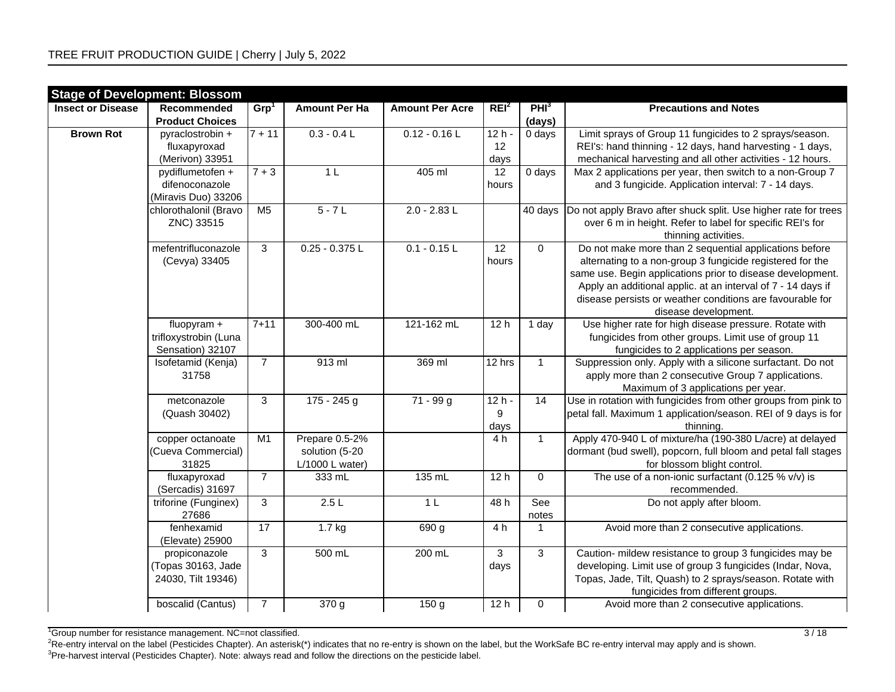| Stage of Development: Blossom | | | | | | | |
|---|---|---|---|---|---|---|---|
| **Insect or Disease** | **Recommended Product Choices** | **Grp[1]** | **Amount Per Ha** | **Amount Per Acre** | **REI[2]** | **PHI[3] (days)** | **Precautions and Notes** |
| **Brown Rot** | pyraclostrobin + fluxapyroxad (Merivon) 33951 | 7 + 11 | 0.3 - 0.4 L | 0.12 - 0.16 L | 12 h - 12 days | 0 days | Limit sprays of Group 11 fungicides to 2 sprays/season. REI's: hand thinning - 12 days, hand harvesting - 1 days, mechanical harvesting and all other activities - 12 hours. |
| | pydiflumetofen + difenoconazole (Miravis Duo) 33206 | 7 + 3 | 1 L | 405 ml | 12 hours | 0 days | Max 2 applications per year, then switch to a non-Group 7 and 3 fungicide. Application interval: 7 - 14 days. |
| | chlorothalonil (Bravo ZNC) 33515 | M5 | 5 - 7 L | 2.0 - 2.83 L | | 40 days | Do not apply Bravo after shuck split. Use higher rate for trees over 6 m in height. Refer to label for specific REI's for thinning activities. |
| | mefentrifluconazole (Cevya) 33405 | 3 | 0.25 - 0.375 L | 0.1 - 0.15 L | 12 hours | 0 | Do not make more than 2 sequential applications before alternating to a non-group 3 fungicide registered for the same use. Begin applications prior to disease development. Apply an additional applic. at an interval of 7 - 14 days if disease persists or weather conditions are favourable for disease development. |
| | fluopyram + trifloxystrobin (Luna Sensation) 32107 | 7+11 | 300-400 mL | 121-162 mL | 12 h | 1 day | Use higher rate for high disease pressure. Rotate with fungicides from other groups. Limit use of group 11 fungicides to 2 applications per season. |
| | Isofetamid (Kenja) 31758 | 7 | 913 ml | 369 ml | 12 hrs | 1 | Suppression only. Apply with a silicone surfactant. Do not apply more than 2 consecutive Group 7 applications. Maximum of 3 applications per year. |
| | metconazole (Quash 30402) | 3 | 175 - 245 g | 71 - 99 g | 12 h - 9 days | 14 | Use in rotation with fungicides from other groups from pink to petal fall. Maximum 1 application/season. REI of 9 days is for thinning. |
| | copper octanoate (Cueva Commercial) 31825 | M1 | Prepare 0.5-2% solution (5-20 L/1000 L water) | | 4 h | 1 | Apply 470-940 L of mixture/ha (190-380 L/acre) at delayed dormant (bud swell), popcorn, full bloom and petal fall stages for blossom blight control. |
| | fluxapyroxad (Sercadis) 31697 | 7 | 333 mL | 135 mL | 12 h | 0 | The use of a non-ionic surfactant (0.125 % v/v) is recommended. |
| | triforine (Funginex) 27686 | 3 | 2.5 L | 1 L | 48 h | See notes | Do not apply after bloom. |
| | fenhexamid (Elevate) 25900 | 17 | 1.7 kg | 690 g | 4 h | 1 | Avoid more than 2 consecutive applications. |
| | propiconazole (Topas 30163, Jade 24030, Tilt 19346) | 3 | 500 mL | 200 mL | 3 days | 3 | Caution- mildew resistance to group 3 fungicides may be developing. Limit use of group 3 fungicides (Indar, Nova, Topas, Jade, Tilt, Quash) to 2 sprays/season. Rotate with fungicides from different groups. |
| | boscalid (Cantus) | 7 | 370 g | 150 g | 12 h | 0 | Avoid more than 2 consecutive applications. |

[1]Group number for resistance management. NC=not classified.

[2]Re-entry interval on the label (Pesticides Chapter). An asterisk(*) indicates that no re-entry is shown on the label, but the WorkSafe BC re-entry interval may apply and is shown.

[3]Pre-harvest interval (Pesticides Chapter). Note: always read and follow the directions on the pesticide label.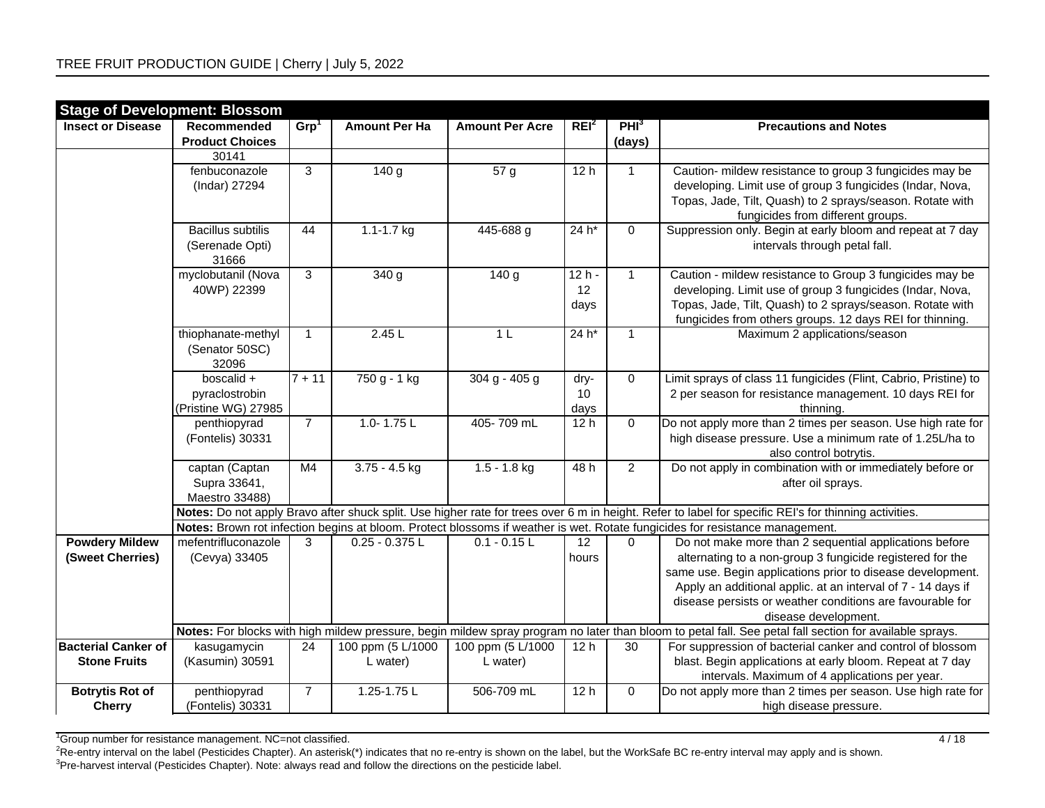## Stage of Development: Blossom

| Insect or Disease | Recommended Product Choices | Grp[1] | Amount Per Ha | Amount Per Acre | REI[2] | PHI[3] (days) | Precautions and Notes |
|---|---|---|---|---|---|---|---|
| | 30141 | | | | | | |
| | fenbuconazole (Indar) 27294 | 3 | 140 g | 57 g | 12 h | 1 | Caution- mildew resistance to group 3 fungicides may be developing. Limit use of group 3 fungicides (Indar, Nova, Topas, Jade, Tilt, Quash) to 2 sprays/season. Rotate with fungicides from different groups. |
| | Bacillus subtilis (Serenade Opti) 31666 | 44 | 1.1-1.7 kg | 445-688 g | 24 h* | 0 | Suppression only. Begin at early bloom and repeat at 7 day intervals through petal fall. |
| | myclobutanil (Nova 40WP) 22399 | 3 | 340 g | 140 g | 12 h - 12 days | 1 | Caution - mildew resistance to Group 3 fungicides may be developing. Limit use of group 3 fungicides (Indar, Nova, Topas, Jade, Tilt, Quash) to 2 sprays/season. Rotate with fungicides from others groups. 12 days REI for thinning. |
| | thiophanate-methyl (Senator 50SC) 32096 | 1 | 2.45 L | 1 L | 24 h* | 1 | Maximum 2 applications/season |
| | boscalid + pyraclostrobin (Pristine WG) 27985 | 7 + 11 | 750 g - 1 kg | 304 g - 405 g | dry- 10 days | 0 | Limit sprays of class 11 fungicides (Flint, Cabrio, Pristine) to 2 per season for resistance management. 10 days REI for thinning. |
| | penthiopyrad (Fontelis) 30331 | 7 | 1.0- 1.75 L | 405- 709 mL | 12 h | 0 | Do not apply more than 2 times per season. Use high rate for high disease pressure. Use a minimum rate of 1.25L/ha to also control botrytis. |
| | captan (Captan Supra 33641, Maestro 33488) | M4 | 3.75 - 4.5 kg | 1.5 - 1.8 kg | 48 h | 2 | Do not apply in combination with or immediately before or after oil sprays. |
| | **Notes:** Do not apply Bravo after shuck split. Use higher rate for trees over 6 m in height. Refer to label for specific REI's for thinning activities. | | | | | | |
| | **Notes:** Brown rot infection begins at bloom. Protect blossoms if weather is wet. Rotate fungicides for resistance management. | | | | | | |
| **Powdery Mildew (Sweet Cherries)** | mefentrifluconazole (Cevya) 33405 | 3 | 0.25 - 0.375 L | 0.1 - 0.15 L | 12 hours | 0 | Do not make more than 2 sequential applications before alternating to a non-group 3 fungicide registered for the same use. Begin applications prior to disease development. Apply an additional applic. at an interval of 7 - 14 days if disease persists or weather conditions are favourable for disease development. |
| | **Notes:** For blocks with high mildew pressure, begin mildew spray program no later than bloom to petal fall. See petal fall section for available sprays. | | | | | | |
| **Bacterial Canker of Stone Fruits** | kasugamycin (Kasumin) 30591 | 24 | 100 ppm (5 L/1000 L water) | 100 ppm (5 L/1000 L water) | 12 h | 30 | For suppression of bacterial canker and control of blossom blast. Begin applications at early bloom. Repeat at 7 day intervals. Maximum of 4 applications per year. |
| **Botrytis Rot of Cherry** | penthiopyrad (Fontelis) 30331 | 7 | 1.25-1.75 L | 506-709 mL | 12 h | 0 | Do not apply more than 2 times per season. Use high rate for high disease pressure. |

[1]Group number for resistance management. NC=not classified.
[2]Re-entry interval on the label (Pesticides Chapter). An asterisk(*) indicates that no re-entry is shown on the label, but the WorkSafe BC re-entry interval may apply and is shown.
[3]Pre-harvest interval (Pesticides Chapter). Note: always read and follow the directions on the pesticide label.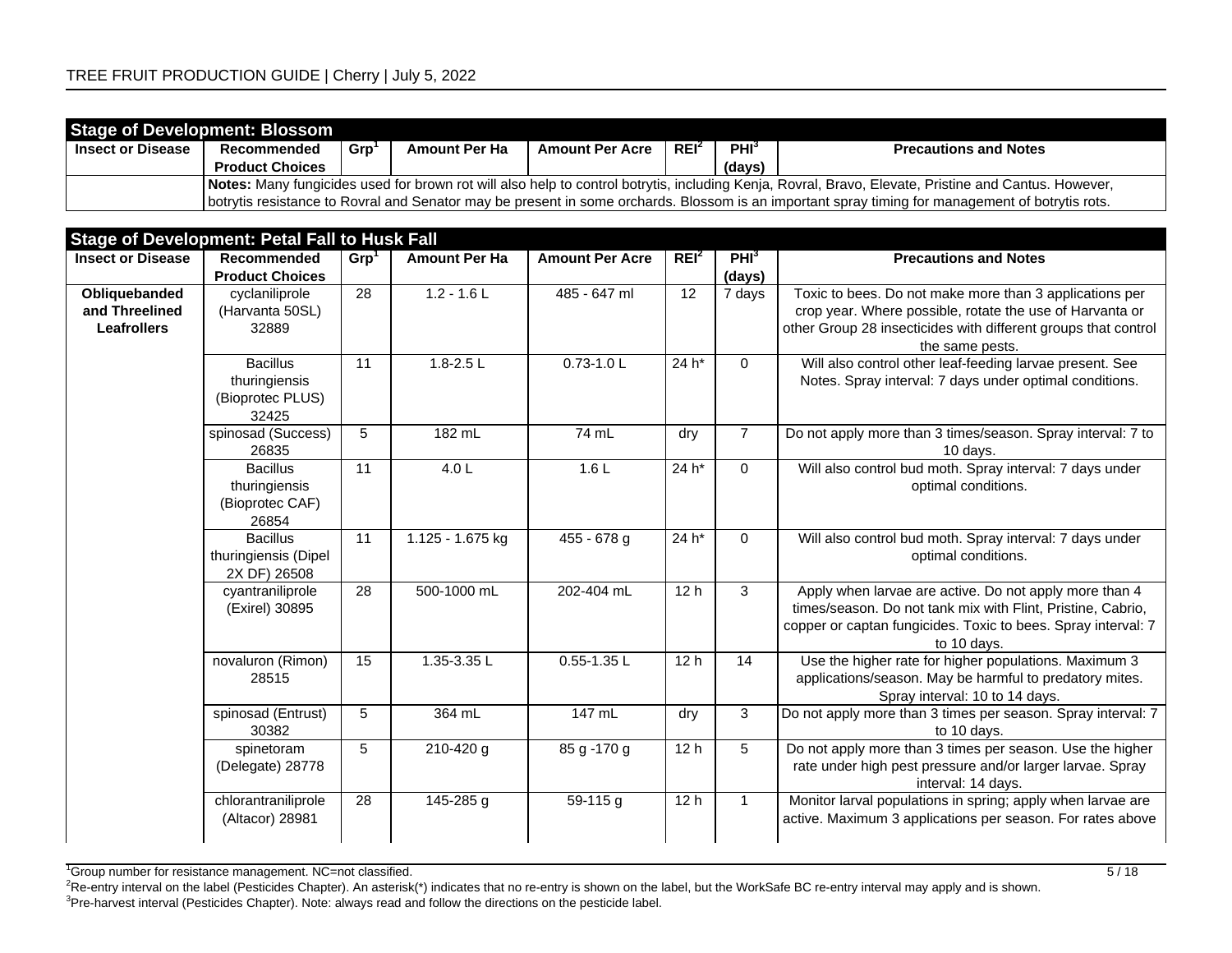**Stage of Development: Blossom**

| Insect or Disease | Recommended Product Choices | Grp[1] | Amount Per Ha | Amount Per Acre | REI[2] | PHI[3] (days) | Precautions and Notes |
|---|---|---|---|---|---|---|---|
| | **Notes:** Many fungicides used for brown rot will also help to control botrytis, including Kenja, Rovral, Bravo, Elevate, Pristine and Cantus. However, botrytis resistance to Rovral and Senator may be present in some orchards. Blossom is an important spray timing for management of botrytis rots. | | | | | | |

**Stage of Development: Petal Fall to Husk Fall**

| Insect or Disease | Recommended Product Choices | Grp[1] | Amount Per Ha | Amount Per Acre | REI[2] | PHI[3] (days) | Precautions and Notes |
|---|---|---|---|---|---|---|---|
| **Obliquebanded and Threelined Leafrollers** | cyclaniliprole (Harvanta 50SL) 32889 | 28 | 1.2 - 1.6 L | 485 - 647 ml | 12 | 7 days | Toxic to bees. Do not make more than 3 applications per crop year. Where possible, rotate the use of Harvanta or other Group 28 insecticides with different groups that control the same pests. |
| | Bacillus thuringiensis (Bioprotec PLUS) 32425 | 11 | 1.8-2.5 L | 0.73-1.0 L | 24 h* | 0 | Will also control other leaf-feeding larvae present. See Notes. Spray interval: 7 days under optimal conditions. |
| | spinosad (Success) 26835 | 5 | 182 mL | 74 mL | dry | 7 | Do not apply more than 3 times/season. Spray interval: 7 to 10 days. |
| | Bacillus thuringiensis (Bioprotec CAF) 26854 | 11 | 4.0 L | 1.6 L | 24 h* | 0 | Will also control bud moth. Spray interval: 7 days under optimal conditions. |
| | Bacillus thuringiensis (Dipel 2X DF) 26508 | 11 | 1.125 - 1.675 kg | 455 - 678 g | 24 h* | 0 | Will also control bud moth. Spray interval: 7 days under optimal conditions. |
| | cyantraniliprole (Exirel) 30895 | 28 | 500-1000 mL | 202-404 mL | 12 h | 3 | Apply when larvae are active. Do not apply more than 4 times/season. Do not tank mix with Flint, Pristine, Cabrio, copper or captan fungicides. Toxic to bees. Spray interval: 7 to 10 days. |
| | novaluron (Rimon) 28515 | 15 | 1.35-3.35 L | 0.55-1.35 L | 12 h | 14 | Use the higher rate for higher populations. Maximum 3 applications/season. May be harmful to predatory mites. Spray interval: 10 to 14 days. |
| | spinosad (Entrust) 30382 | 5 | 364 mL | 147 mL | dry | 3 | Do not apply more than 3 times per season. Spray interval: 7 to 10 days. |
| | spinetoram (Delegate) 28778 | 5 | 210-420 g | 85 g -170 g | 12 h | 5 | Do not apply more than 3 times per season. Use the higher rate under high pest pressure and/or larger larvae. Spray interval: 14 days. |
| | chlorantraniliprole (Altacor) 28981 | 28 | 145-285 g | 59-115 g | 12 h | 1 | Monitor larval populations in spring; apply when larvae are active. Maximum 3 applications per season. For rates above |

[1]Group number for resistance management. NC=not classified.
[2]Re-entry interval on the label (Pesticides Chapter). An asterisk(*) indicates that no re-entry is shown on the label, but the WorkSafe BC re-entry interval may apply and is shown.
[3]Pre-harvest interval (Pesticides Chapter). Note: always read and follow the directions on the pesticide label.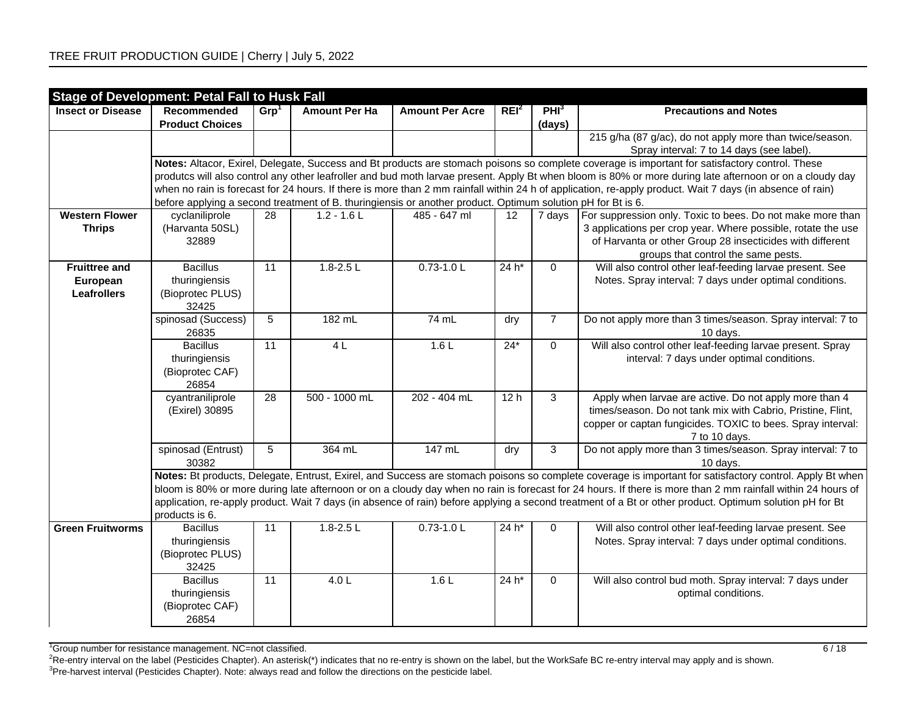| Stage of Development: Petal Fall to Husk Fall | | | | | | | |
|---|---|---|---|---|---|---|---|
| **Insect or Disease** | **Recommended Product Choices** | **Grp[1]** | **Amount Per Ha** | **Amount Per Acre** | **REI[2]** | **PHI[3] (days)** | **Precautions and Notes** |
| | | | | | | | 215 g/ha (87 g/ac), do not apply more than twice/season. Spray interval: 7 to 14 days (see label). |
| | **Notes:** Altacor, Exirel, Delegate, Success and Bt products are stomach poisons so complete coverage is important for satisfactory control. These produtcs will also control any other leafroller and bud moth larvae present. Apply Bt when bloom is 80% or more during late afternoon or on a cloudy day when no rain is forecast for 24 hours. If there is more than 2 mm rainfall within 24 h of application, re-apply product. Wait 7 days (in absence of rain) before applying a second treatment of B. thuringiensis or another product. Optimum solution pH for Bt is 6. | | | | | | |
| **Western Flower Thrips** | cyclaniliprole (Harvanta 50SL) 32889 | 28 | 1.2 - 1.6 L | 485 - 647 ml | 12 | 7 days | For suppression only. Toxic to bees. Do not make more than 3 applications per crop year. Where possible, rotate the use of Harvanta or other Group 28 insecticides with different groups that control the same pests. |
| **Fruittree and European Leafrollers** | Bacillus thuringiensis (Bioprotec PLUS) 32425 | 11 | 1.8-2.5 L | 0.73-1.0 L | 24 h* | 0 | Will also control other leaf-feeding larvae present. See Notes. Spray interval: 7 days under optimal conditions. |
| | spinosad (Success) 26835 | 5 | 182 mL | 74 mL | dry | 7 | Do not apply more than 3 times/season. Spray interval: 7 to 10 days. |
| | Bacillus thuringiensis (Bioprotec CAF) 26854 | 11 | 4 L | 1.6 L | 24* | 0 | Will also control other leaf-feeding larvae present. Spray interval: 7 days under optimal conditions. |
| | cyantraniliprole (Exirel) 30895 | 28 | 500 - 1000 mL | 202 - 404 mL | 12 h | 3 | Apply when larvae are active. Do not apply more than 4 times/season. Do not tank mix with Cabrio, Pristine, Flint, copper or captan fungicides. TOXIC to bees. Spray interval: 7 to 10 days. |
| | spinosad (Entrust) 30382 | 5 | 364 mL | 147 mL | dry | 3 | Do not apply more than 3 times/season. Spray interval: 7 to 10 days. |
| | **Notes:** Bt products, Delegate, Entrust, Exirel, and Success are stomach poisons so complete coverage is important for satisfactory control. Apply Bt when bloom is 80% or more during late afternoon or on a cloudy day when no rain is forecast for 24 hours. If there is more than 2 mm rainfall within 24 hours of application, re-apply product. Wait 7 days (in absence of rain) before applying a second treatment of a Bt or other product. Optimum solution pH for Bt products is 6. | | | | | | |
| **Green Fruitworms** | Bacillus thuringiensis (Bioprotec PLUS) 32425 | 11 | 1.8-2.5 L | 0.73-1.0 L | 24 h* | 0 | Will also control other leaf-feeding larvae present. See Notes. Spray interval: 7 days under optimal conditions. |
| | Bacillus thuringiensis (Bioprotec CAF) 26854 | 11 | 4.0 L | 1.6 L | 24 h* | 0 | Will also control bud moth. Spray interval: 7 days under optimal conditions. |

[1]Group number for resistance management. NC=not classified.
[2]Re-entry interval on the label (Pesticides Chapter). An asterisk(*) indicates that no re-entry is shown on the label, but the WorkSafe BC re-entry interval may apply and is shown.
[3]Pre-harvest interval (Pesticides Chapter). Note: always read and follow the directions on the pesticide label.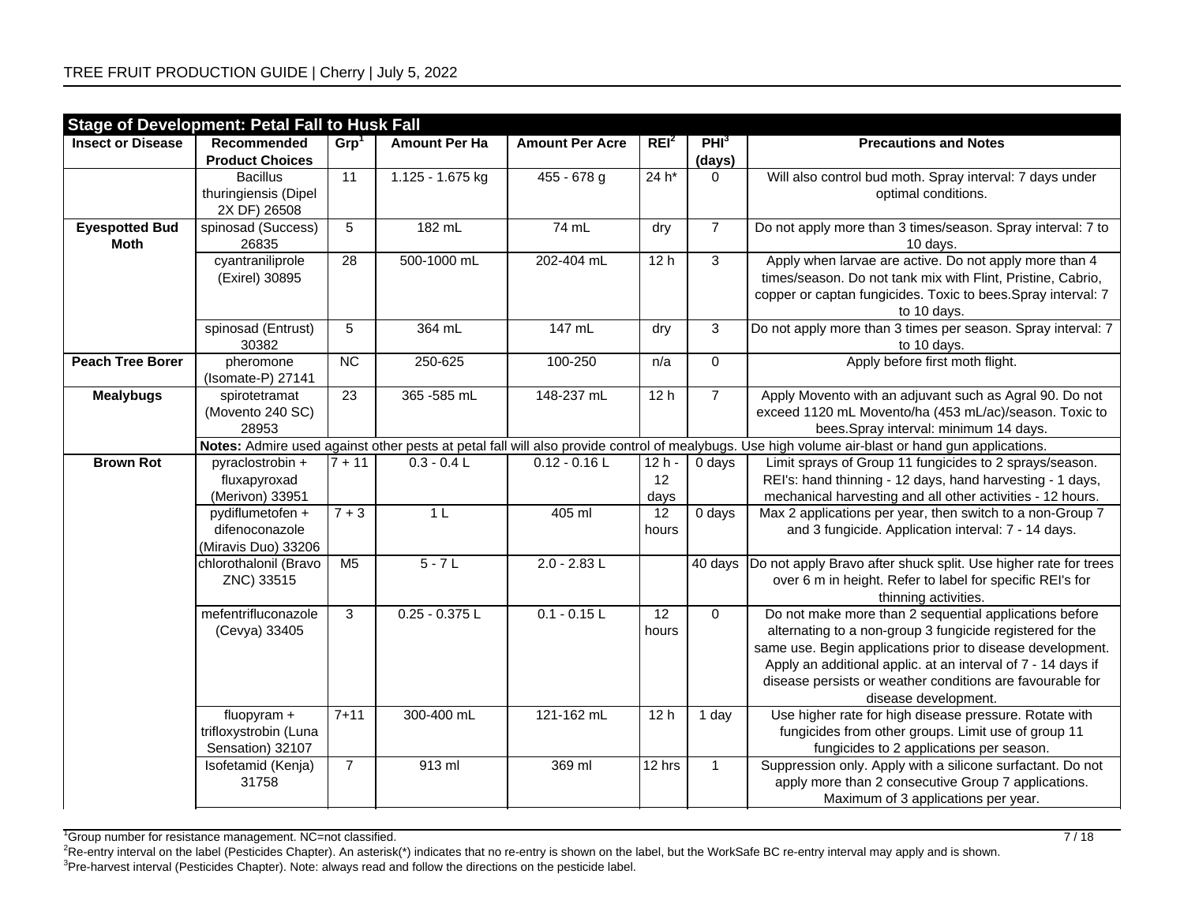## Stage of Development: Petal Fall to Husk Fall

| Insect or Disease | Recommended Product Choices | Grp[1] | Amount Per Ha | Amount Per Acre | REI[2] | PHI[3] (days) | Precautions and Notes |
|---|---|---|---|---|---|---|---|
| | Bacillus thuringiensis (Dipel 2X DF) 26508 | 11 | 1.125 - 1.675 kg | 455 - 678 g | 24 h* | 0 | Will also control bud moth. Spray interval: 7 days under optimal conditions. |
| **Eyespotted Bud Moth** | spinosad (Success) 26835 | 5 | 182 mL | 74 mL | dry | 7 | Do not apply more than 3 times/season. Spray interval: 7 to 10 days. |
| | cyantraniliprole (Exirel) 30895 | 28 | 500-1000 mL | 202-404 mL | 12 h | 3 | Apply when larvae are active. Do not apply more than 4 times/season. Do not tank mix with Flint, Pristine, Cabrio, copper or captan fungicides. Toxic to bees.Spray interval: 7 to 10 days. |
| | spinosad (Entrust) 30382 | 5 | 364 mL | 147 mL | dry | 3 | Do not apply more than 3 times per season. Spray interval: 7 to 10 days. |
| **Peach Tree Borer** | pheromone (Isomate-P) 27141 | NC | 250-625 | 100-250 | n/a | 0 | Apply before first moth flight. |
| **Mealybugs** | spirotetramat (Movento 240 SC) 28953 | 23 | 365 -585 mL | 148-237 mL | 12 h | 7 | Apply Movento with an adjuvant such as Agral 90. Do not exceed 1120 mL Movento/ha (453 mL/ac)/season. Toxic to bees.Spray interval: minimum 14 days. |
| | **Notes:** Admire used against other pests at petal fall will also provide control of mealybugs. Use high volume air-blast or hand gun applications. | | | | | | |
| **Brown Rot** | pyraclostrobin + fluxapyroxad (Merivon) 33951 | 7 + 11 | 0.3 - 0.4 L | 0.12 - 0.16 L | 12 h - 12 days | 0 days | Limit sprays of Group 11 fungicides to 2 sprays/season. REI's: hand thinning - 12 days, hand harvesting - 1 days, mechanical harvesting and all other activities - 12 hours. |
| | pydiflumetofen + difenoconazole (Miravis Duo) 33206 | 7 + 3 | 1 L | 405 ml | 12 hours | 0 days | Max 2 applications per year, then switch to a non-Group 7 and 3 fungicide. Application interval: 7 - 14 days. |
| | chlorothalonil (Bravo ZNC) 33515 | M5 | 5 - 7 L | 2.0 - 2.83 L | | 40 days | Do not apply Bravo after shuck split. Use higher rate for trees over 6 m in height. Refer to label for specific REI's for thinning activities. |
| | mefentrifluconazole (Cevya) 33405 | 3 | 0.25 - 0.375 L | 0.1 - 0.15 L | 12 hours | 0 | Do not make more than 2 sequential applications before alternating to a non-group 3 fungicide registered for the same use. Begin applications prior to disease development. Apply an additional applic. at an interval of 7 - 14 days if disease persists or weather conditions are favourable for disease development. |
| | fluopyram + trifloxystrobin (Luna Sensation) 32107 | 7+11 | 300-400 mL | 121-162 mL | 12 h | 1 day | Use higher rate for high disease pressure. Rotate with fungicides from other groups. Limit use of group 11 fungicides to 2 applications per season. |
| | Isofetamid (Kenja) 31758 | 7 | 913 ml | 369 ml | 12 hrs | 1 | Suppression only. Apply with a silicone surfactant. Do not apply more than 2 consecutive Group 7 applications. Maximum of 3 applications per year. |

[1]Group number for resistance management. NC=not classified.

[2]Re-entry interval on the label (Pesticides Chapter). An asterisk(*) indicates that no re-entry is shown on the label, but the WorkSafe BC re-entry interval may apply and is shown.

[3]Pre-harvest interval (Pesticides Chapter). Note: always read and follow the directions on the pesticide label.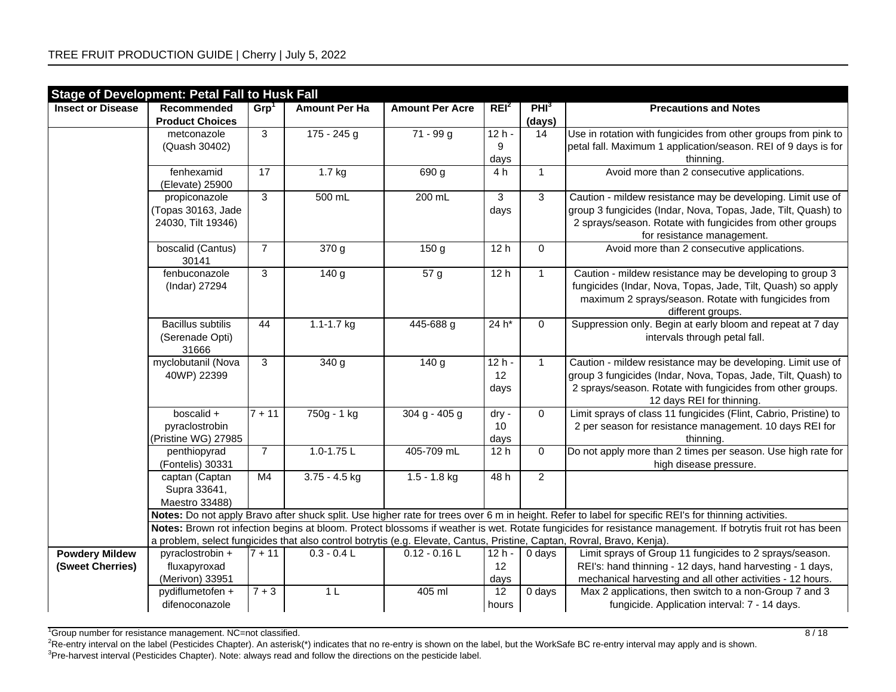| Stage of Development: Petal Fall to Husk Fall | | | | | | | |
|---|---|---|---|---|---|---|---|
| **Insect or Disease** | **Recommended Product Choices** | **Grp[1]** | **Amount Per Ha** | **Amount Per Acre** | **REI[2]** | **PHI[3] (days)** | **Precautions and Notes** |
| | metconazole (Quash 30402) | 3 | 175 - 245 g | 71 - 99 g | 12 h - 9 days | 14 | Use in rotation with fungicides from other groups from pink to petal fall. Maximum 1 application/season. REI of 9 days is for thinning. |
| | fenhexamid (Elevate) 25900 | 17 | 1.7 kg | 690 g | 4 h | 1 | Avoid more than 2 consecutive applications. |
| | propiconazole (Topas 30163, Jade 24030, Tilt 19346) | 3 | 500 mL | 200 mL | 3 days | 3 | Caution - mildew resistance may be developing. Limit use of group 3 fungicides (Indar, Nova, Topas, Jade, Tilt, Quash) to 2 sprays/season. Rotate with fungicides from other groups for resistance management. |
| | boscalid (Cantus) 30141 | 7 | 370 g | 150 g | 12 h | 0 | Avoid more than 2 consecutive applications. |
| | fenbuconazole (Indar) 27294 | 3 | 140 g | 57 g | 12 h | 1 | Caution - mildew resistance may be developing to group 3 fungicides (Indar, Nova, Topas, Jade, Tilt, Quash) so apply maximum 2 sprays/season. Rotate with fungicides from different groups. |
| | Bacillus subtilis (Serenade Opti) 31666 | 44 | 1.1-1.7 kg | 445-688 g | 24 h* | 0 | Suppression only. Begin at early bloom and repeat at 7 day intervals through petal fall. |
| | myclobutanil (Nova 40WP) 22399 | 3 | 340 g | 140 g | 12 h - 12 days | 1 | Caution - mildew resistance may be developing. Limit use of group 3 fungicides (Indar, Nova, Topas, Jade, Tilt, Quash) to 2 sprays/season. Rotate with fungicides from other groups. 12 days REI for thinning. |
| | boscalid + pyraclostrobin (Pristine WG) 27985 | 7 + 11 | 750g - 1 kg | 304 g - 405 g | dry - 10 days | 0 | Limit sprays of class 11 fungicides (Flint, Cabrio, Pristine) to 2 per season for resistance management. 10 days REI for thinning. |
| | penthiopyrad (Fontelis) 30331 | 7 | 1.0-1.75 L | 405-709 mL | 12 h | 0 | Do not apply more than 2 times per season. Use high rate for high disease pressure. |
| | captan (Captan Supra 33641, Maestro 33488) | M4 | 3.75 - 4.5 kg | 1.5 - 1.8 kg | 48 h | 2 | |
| | **Notes:** Do not apply Bravo after shuck split. Use higher rate for trees over 6 m in height. Refer to label for specific REI's for thinning activities. | | | | | | |
| | **Notes:** Brown rot infection begins at bloom. Protect blossoms if weather is wet. Rotate fungicides for resistance management. If botrytis fruit rot has been a problem, select fungicides that also control botrytis (e.g. Elevate, Cantus, Pristine, Captan, Rovral, Bravo, Kenja). | | | | | | |
| **Powdery Mildew (Sweet Cherries)** | pyraclostrobin + fluxapyroxad (Merivon) 33951 | 7 + 11 | 0.3 - 0.4 L | 0.12 - 0.16 L | 12 h - 12 days | 0 days | Limit sprays of Group 11 fungicides to 2 sprays/season. REI's: hand thinning - 12 days, hand harvesting - 1 days, mechanical harvesting and all other activities - 12 hours. |
| | pydiflumetofen + difenoconazole | 7 + 3 | 1 L | 405 ml | 12 hours | 0 days | Max 2 applications, then switch to a non-Group 7 and 3 fungicide. Application interval: 7 - 14 days. |

[1]Group number for resistance management. NC=not classified.

[2]Re-entry interval on the label (Pesticides Chapter). An asterisk(*) indicates that no re-entry is shown on the label, but the WorkSafe BC re-entry interval may apply and is shown.

[3]Pre-harvest interval (Pesticides Chapter). Note: always read and follow the directions on the pesticide label.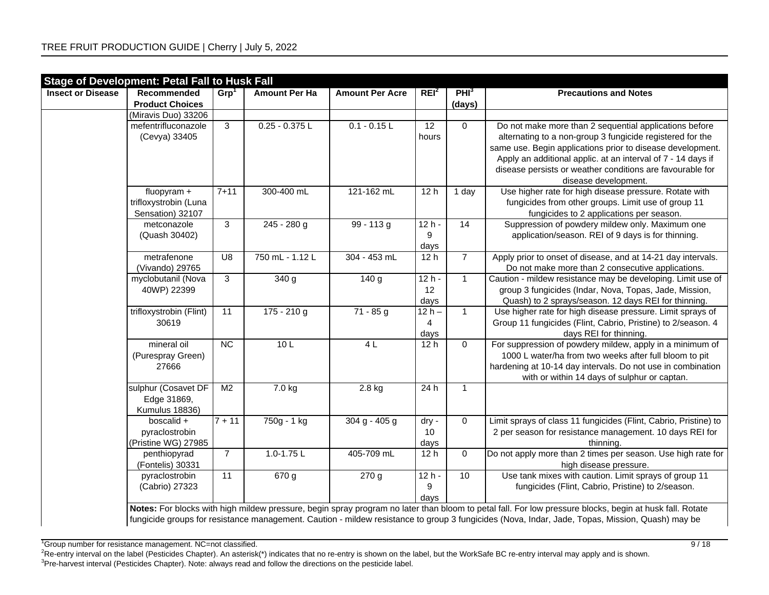| Stage of Development: Petal Fall to Husk Fall | | | | | | | |
|---|---|---|---|---|---|---|---|
| **Insect or Disease** | **Recommended Product Choices** | **Grp[1]** | **Amount Per Ha** | **Amount Per Acre** | **REI[2]** | **PHI[3] (days)** | **Precautions and Notes** |
| | (Miravis Duo) 33206 | | | | | | |
| | mefentrifluconazole (Cevya) 33405 | 3 | 0.25 - 0.375 L | 0.1 - 0.15 L | 12 hours | 0 | Do not make more than 2 sequential applications before alternating to a non-group 3 fungicide registered for the same use. Begin applications prior to disease development. Apply an additional applic. at an interval of 7 - 14 days if disease persists or weather conditions are favourable for disease development. |
| | fluopyram + trifloxystrobin (Luna Sensation) 32107 | 7+11 | 300-400 mL | 121-162 mL | 12 h | 1 day | Use higher rate for high disease pressure. Rotate with fungicides from other groups. Limit use of group 11 fungicides to 2 applications per season. |
| | metconazole (Quash 30402) | 3 | 245 - 280 g | 99 - 113 g | 12 h - 9 days | 14 | Suppression of powdery mildew only. Maximum one application/season. REI of 9 days is for thinning. |
| | metrafenone (Vivando) 29765 | U8 | 750 mL - 1.12 L | 304 - 453 mL | 12 h | 7 | Apply prior to onset of disease, and at 14-21 day intervals. Do not make more than 2 consecutive applications. |
| | myclobutanil (Nova 40WP) 22399 | 3 | 340 g | 140 g | 12 h - 12 days | 1 | Caution - mildew resistance may be developing. Limit use of group 3 fungicides (Indar, Nova, Topas, Jade, Mission, Quash) to 2 sprays/season. 12 days REI for thinning. |
| | trifloxystrobin (Flint) 30619 | 11 | 175 - 210 g | 71 - 85 g | 12 h – 4 days | 1 | Use higher rate for high disease pressure. Limit sprays of Group 11 fungicides (Flint, Cabrio, Pristine) to 2/season. 4 days REI for thinning. |
| | mineral oil (Purespray Green) 27666 | NC | 10 L | 4 L | 12 h | 0 | For suppression of powdery mildew, apply in a minimum of 1000 L water/ha from two weeks after full bloom to pit hardening at 10-14 day intervals. Do not use in combination with or within 14 days of sulphur or captan. |
| | sulphur (Cosavet DF Edge 31869, Kumulus 18836) | M2 | 7.0 kg | 2.8 kg | 24 h | 1 | |
| | boscalid + pyraclostrobin (Pristine WG) 27985 | 7 + 11 | 750g - 1 kg | 304 g - 405 g | dry - 10 days | 0 | Limit sprays of class 11 fungicides (Flint, Cabrio, Pristine) to 2 per season for resistance management. 10 days REI for thinning. |
| | penthiopyrad (Fontelis) 30331 | 7 | 1.0-1.75 L | 405-709 mL | 12 h | 0 | Do not apply more than 2 times per season. Use high rate for high disease pressure. |
| | pyraclostrobin (Cabrio) 27323 | 11 | 670 g | 270 g | 12 h - 9 days | 10 | Use tank mixes with caution. Limit sprays of group 11 fungicides (Flint, Cabrio, Pristine) to 2/season. |
| | **Notes:** For blocks with high mildew pressure, begin spray program no later than bloom to petal fall. For low pressure blocks, begin at husk fall. Rotate fungicide groups for resistance management. Caution - mildew resistance to group 3 fungicides (Nova, Indar, Jade, Topas, Mission, Quash) may be | | | | | | |

[1]Group number for resistance management. NC=not classified.

[2]Re-entry interval on the label (Pesticides Chapter). An asterisk(*) indicates that no re-entry is shown on the label, but the WorkSafe BC re-entry interval may apply and is shown.

[3]Pre-harvest interval (Pesticides Chapter). Note: always read and follow the directions on the pesticide label.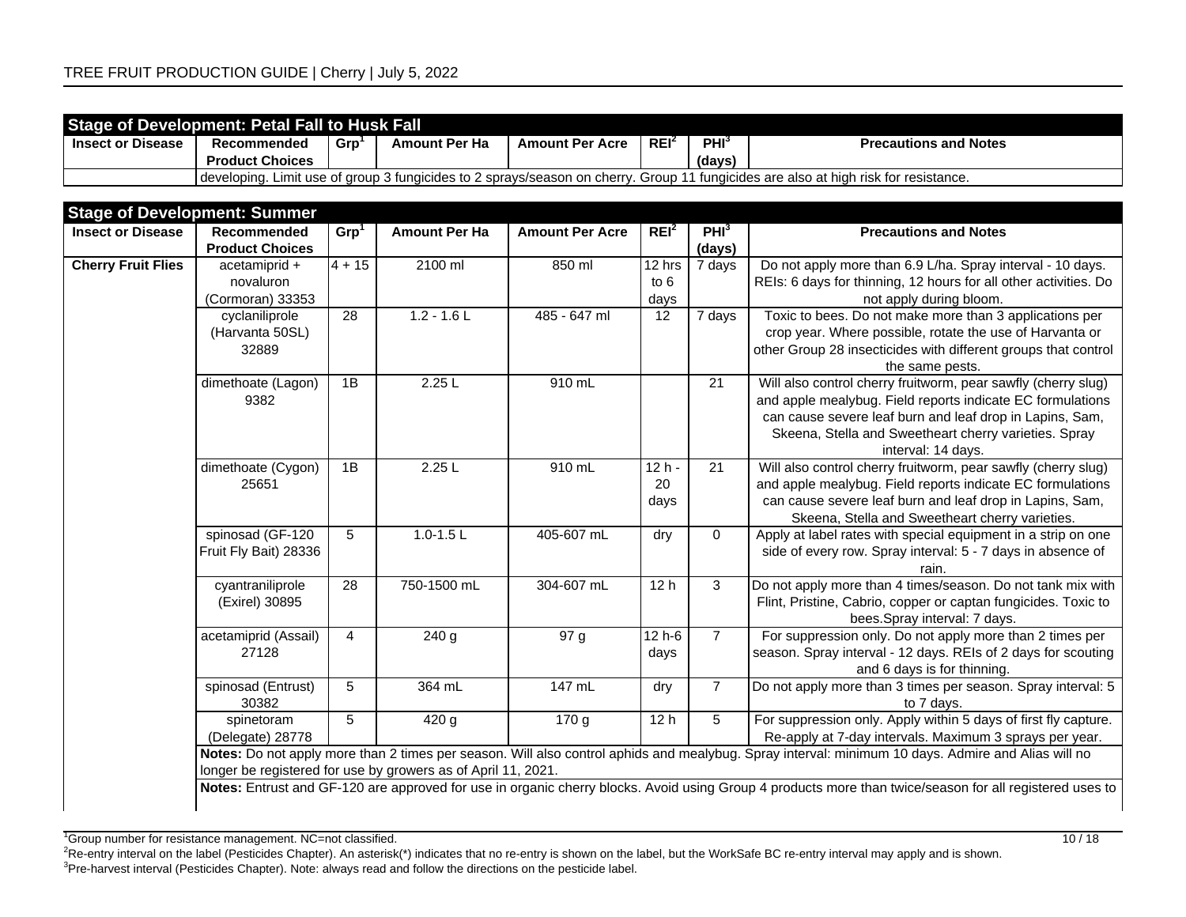| Stage of Development: Petal Fall to Husk Fall | | | | | | | |
|---|---|---|---|---|---|---|---|
| **Insect or Disease** | **Recommended Product Choices** | **Grp[1]** | **Amount Per Ha** | **Amount Per Acre** | **REI[2]** | **PHI[3] (days)** | **Precautions and Notes** |
| | developing. Limit use of group 3 fungicides to 2 sprays/season on cherry. Group 11 fungicides are also at high risk for resistance. | | | | | | |

| Stage of Development: Summer | | | | | | | |
|---|---|---|---|---|---|---|---|
| **Insect or Disease** | **Recommended Product Choices** | **Grp[1]** | **Amount Per Ha** | **Amount Per Acre** | **REI[2]** | **PHI[3] (days)** | **Precautions and Notes** |
| **Cherry Fruit Flies** | acetamiprid + novaluron (Cormoran) 33353 | 4 + 15 | 2100 ml | 850 ml | 12 hrs to 6 days | 7 days | Do not apply more than 6.9 L/ha. Spray interval - 10 days. REIs: 6 days for thinning, 12 hours for all other activities. Do not apply during bloom. |
| | cyclaniliprole (Harvanta 50SL) 32889 | 28 | 1.2 - 1.6 L | 485 - 647 ml | 12 | 7 days | Toxic to bees. Do not make more than 3 applications per crop year. Where possible, rotate the use of Harvanta or other Group 28 insecticides with different groups that control the same pests. |
| | dimethoate (Lagon) 9382 | 1B | 2.25 L | 910 mL | | 21 | Will also control cherry fruitworm, pear sawfly (cherry slug) and apple mealybug. Field reports indicate EC formulations can cause severe leaf burn and leaf drop in Lapins, Sam, Skeena, Stella and Sweetheart cherry varieties. Spray interval: 14 days. |
| | dimethoate (Cygon) 25651 | 1B | 2.25 L | 910 mL | 12 h - 20 days | 21 | Will also control cherry fruitworm, pear sawfly (cherry slug) and apple mealybug. Field reports indicate EC formulations can cause severe leaf burn and leaf drop in Lapins, Sam, Skeena, Stella and Sweetheart cherry varieties. |
| | spinosad (GF-120 Fruit Fly Bait) 28336 | 5 | 1.0-1.5 L | 405-607 mL | dry | 0 | Apply at label rates with special equipment in a strip on one side of every row. Spray interval: 5 - 7 days in absence of rain. |
| | cyantraniliprole (Exirel) 30895 | 28 | 750-1500 mL | 304-607 mL | 12 h | 3 | Do not apply more than 4 times/season. Do not tank mix with Flint, Pristine, Cabrio, copper or captan fungicides. Toxic to bees.Spray interval: 7 days. |
| | acetamiprid (Assail) 27128 | 4 | 240 g | 97 g | 12 h-6 days | 7 | For suppression only. Do not apply more than 2 times per season. Spray interval - 12 days. REIs of 2 days for scouting and 6 days is for thinning. |
| | spinosad (Entrust) 30382 | 5 | 364 mL | 147 mL | dry | 7 | Do not apply more than 3 times per season. Spray interval: 5 to 7 days. |
| | spinetoram (Delegate) 28778 | 5 | 420 g | 170 g | 12 h | 5 | For suppression only. Apply within 5 days of first fly capture. Re-apply at 7-day intervals. Maximum 3 sprays per year. |
| | **Notes:** Do not apply more than 2 times per season. Will also control aphids and mealybug. Spray interval: minimum 10 days. Admire and Alias will no longer be registered for use by growers as of April 11, 2021. | | | | | | |
| | **Notes:** Entrust and GF-120 are approved for use in organic cherry blocks. Avoid using Group 4 products more than twice/season for all registered uses to | | | | | | |

[1]Group number for resistance management. NC=not classified.
[2]Re-entry interval on the label (Pesticides Chapter). An asterisk(*) indicates that no re-entry is shown on the label, but the WorkSafe BC re-entry interval may apply and is shown.
[3]Pre-harvest interval (Pesticides Chapter). Note: always read and follow the directions on the pesticide label.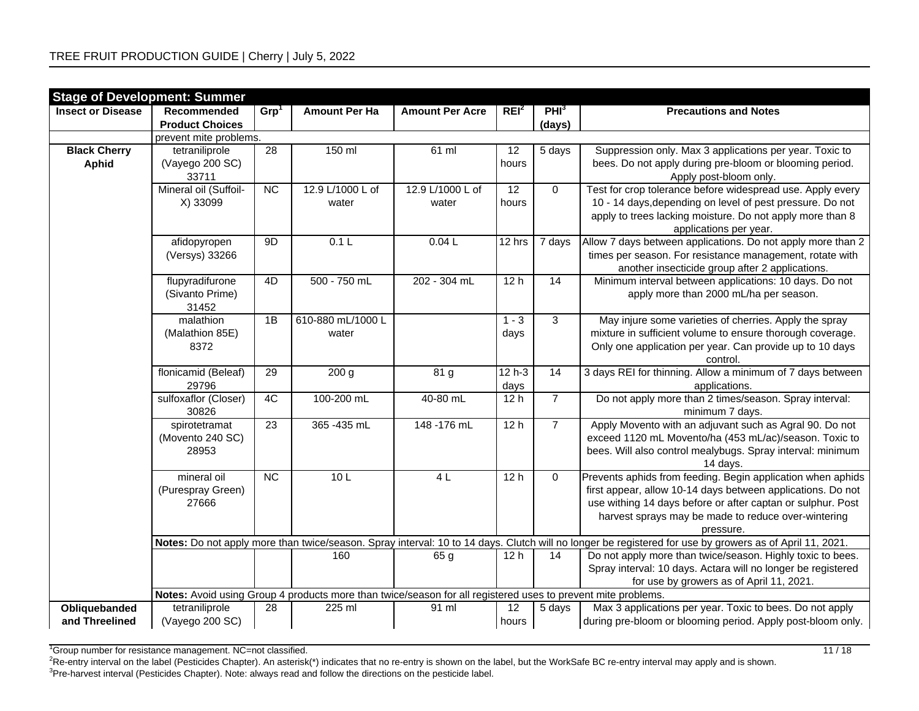## Stage of Development: Summer

| Insect or Disease | Recommended Product Choices | Grp[1] | Amount Per Ha | Amount Per Acre | REI[2] | PHI[3] (days) | Precautions and Notes |
|---|---|---|---|---|---|---|---|
| | prevent mite problems. | | | | | | |
| **Black Cherry Aphid** | tetraniliprole (Vayego 200 SC) 33711 | 28 | 150 ml | 61 ml | 12 hours | 5 days | Suppression only. Max 3 applications per year. Toxic to bees. Do not apply during pre-bloom or blooming period. Apply post-bloom only. |
| | Mineral oil (Suffoil-X) 33099 | NC | 12.9 L/1000 L of water | 12.9 L/1000 L of water | 12 hours | 0 | Test for crop tolerance before widespread use. Apply every 10 - 14 days,depending on level of pest pressure. Do not apply to trees lacking moisture. Do not apply more than 8 applications per year. |
| | afidopyropen (Versys) 33266 | 9D | 0.1 L | 0.04 L | 12 hrs | 7 days | Allow 7 days between applications. Do not apply more than 2 times per season. For resistance management, rotate with another insecticide group after 2 applications. |
| | flupyradifurone (Sivanto Prime) 31452 | 4D | 500 - 750 mL | 202 - 304 mL | 12 h | 14 | Minimum interval between applications: 10 days. Do not apply more than 2000 mL/ha per season. |
| | malathion (Malathion 85E) 8372 | 1B | 610-880 mL/1000 L water | | 1 - 3 days | 3 | May injure some varieties of cherries. Apply the spray mixture in sufficient volume to ensure thorough coverage. Only one application per year. Can provide up to 10 days control. |
| | flonicamid (Beleaf) 29796 | 29 | 200 g | 81 g | 12 h-3 days | 14 | 3 days REI for thinning. Allow a minimum of 7 days between applications. |
| | sulfoxaflor (Closer) 30826 | 4C | 100-200 mL | 40-80 mL | 12 h | 7 | Do not apply more than 2 times/season. Spray interval: minimum 7 days. |
| | spirotetramat (Movento 240 SC) 28953 | 23 | 365 -435 mL | 148 -176 mL | 12 h | 7 | Apply Movento with an adjuvant such as Agral 90. Do not exceed 1120 mL Movento/ha (453 mL/ac)/season. Toxic to bees. Will also control mealybugs. Spray interval: minimum 14 days. |
| | mineral oil (Purespray Green) 27666 | NC | 10 L | 4 L | 12 h | 0 | Prevents aphids from feeding. Begin application when aphids first appear, allow 10-14 days between applications. Do not use withing 14 days before or after captan or sulphur. Post harvest sprays may be made to reduce over-wintering pressure. |
| | **Notes:** Do not apply more than twice/season. Spray interval: 10 to 14 days. Clutch will no longer be registered for use by growers as of April 11, 2021. | | | | | | |
| | | | 160 | 65 g | 12 h | 14 | Do not apply more than twice/season. Highly toxic to bees. Spray interval: 10 days. Actara will no longer be registered for use by growers as of April 11, 2021. |
| | **Notes:** Avoid using Group 4 products more than twice/season for all registered uses to prevent mite problems. | | | | | | |
| **Obliquebanded and Threelined** | tetraniliprole (Vayego 200 SC) | 28 | 225 ml | 91 ml | 12 hours | 5 days | Max 3 applications per year. Toxic to bees. Do not apply during pre-bloom or blooming period. Apply post-bloom only. |

[1]Group number for resistance management. NC=not classified.
[2]Re-entry interval on the label (Pesticides Chapter). An asterisk(*) indicates that no re-entry is shown on the label, but the WorkSafe BC re-entry interval may apply and is shown.
[3]Pre-harvest interval (Pesticides Chapter). Note: always read and follow the directions on the pesticide label.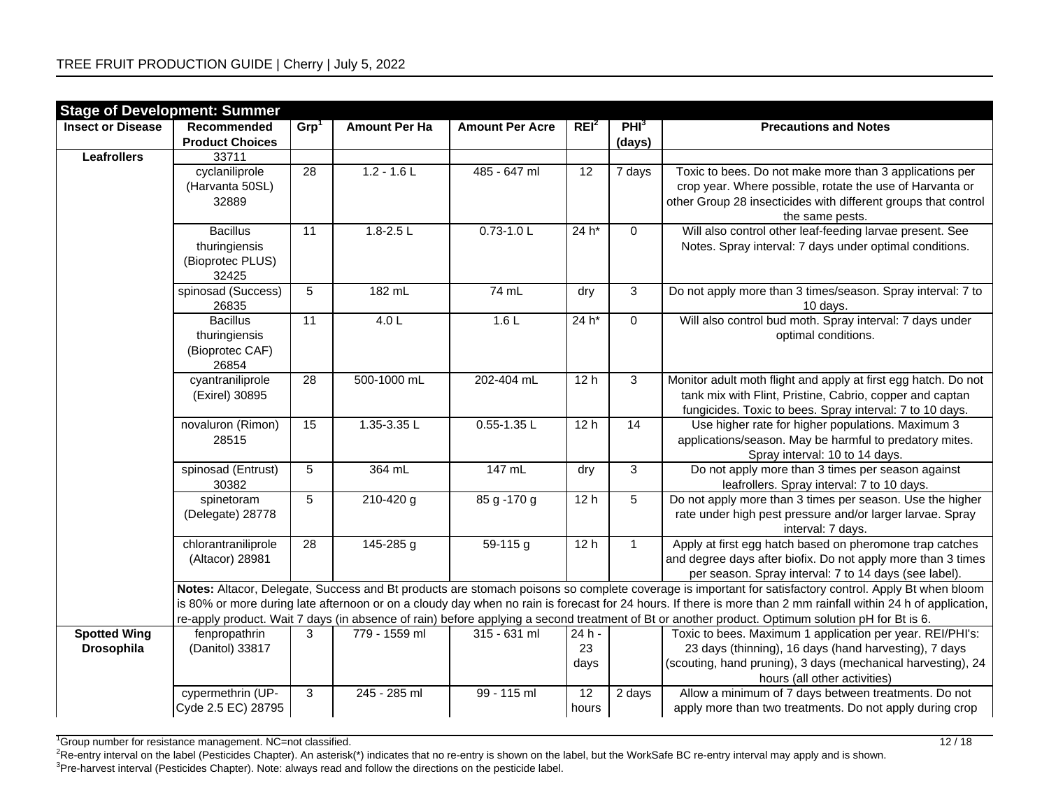| Stage of Development: Summer | | | | | | | |
|---|---|---|---|---|---|---|---|
| **Insect or Disease** | **Recommended Product Choices** | **Grp[1]** | **Amount Per Ha** | **Amount Per Acre** | **REI[2]** | **PHI[3] (days)** | **Precautions and Notes** |
| **Leafrollers** | 33711 | | | | | | |
| | cyclaniliprole (Harvanta 50SL) 32889 | 28 | 1.2 - 1.6 L | 485 - 647 ml | 12 | 7 days | Toxic to bees. Do not make more than 3 applications per crop year. Where possible, rotate the use of Harvanta or other Group 28 insecticides with different groups that control the same pests. |
| | Bacillus thuringiensis (Bioprotec PLUS) 32425 | 11 | 1.8-2.5 L | 0.73-1.0 L | 24 h* | 0 | Will also control other leaf-feeding larvae present. See Notes. Spray interval: 7 days under optimal conditions. |
| | spinosad (Success) 26835 | 5 | 182 mL | 74 mL | dry | 3 | Do not apply more than 3 times/season. Spray interval: 7 to 10 days. |
| | Bacillus thuringiensis (Bioprotec CAF) 26854 | 11 | 4.0 L | 1.6 L | 24 h* | 0 | Will also control bud moth. Spray interval: 7 days under optimal conditions. |
| | cyantraniliprole (Exirel) 30895 | 28 | 500-1000 mL | 202-404 mL | 12 h | 3 | Monitor adult moth flight and apply at first egg hatch. Do not tank mix with Flint, Pristine, Cabrio, copper and captan fungicides. Toxic to bees. Spray interval: 7 to 10 days. |
| | novaluron (Rimon) 28515 | 15 | 1.35-3.35 L | 0.55-1.35 L | 12 h | 14 | Use higher rate for higher populations. Maximum 3 applications/season. May be harmful to predatory mites. Spray interval: 10 to 14 days. |
| | spinosad (Entrust) 30382 | 5 | 364 mL | 147 mL | dry | 3 | Do not apply more than 3 times per season against leafrollers. Spray interval: 7 to 10 days. |
| | spinetoram (Delegate) 28778 | 5 | 210-420 g | 85 g -170 g | 12 h | 5 | Do not apply more than 3 times per season. Use the higher rate under high pest pressure and/or larger larvae. Spray interval: 7 days. |
| | chlorantraniliprole (Altacor) 28981 | 28 | 145-285 g | 59-115 g | 12 h | 1 | Apply at first egg hatch based on pheromone trap catches and degree days after biofix. Do not apply more than 3 times per season. Spray interval: 7 to 14 days (see label). |
| | **Notes:** Altacor, Delegate, Success and Bt products are stomach poisons so complete coverage is important for satisfactory control. Apply Bt when bloom is 80% or more during late afternoon or on a cloudy day when no rain is forecast for 24 hours. If there is more than 2 mm rainfall within 24 h of application, re-apply product. Wait 7 days (in absence of rain) before applying a second treatment of Bt or another product. Optimum solution pH for Bt is 6. | | | | | | |
| **Spotted Wing Drosophila** | fenpropathrin (Danitol) 33817 | 3 | 779 - 1559 ml | 315 - 631 ml | 24 h - 23 days | | Toxic to bees. Maximum 1 application per year. REI/PHI's: 23 days (thinning), 16 days (hand harvesting), 7 days (scouting, hand pruning), 3 days (mechanical harvesting), 24 hours (all other activities) |
| | cypermethrin (UP-Cyde 2.5 EC) 28795 | 3 | 245 - 285 ml | 99 - 115 ml | 12 hours | 2 days | Allow a minimum of 7 days between treatments. Do not apply more than two treatments. Do not apply during crop |

[1]Group number for resistance management. NC=not classified.
[2]Re-entry interval on the label (Pesticides Chapter). An asterisk(*) indicates that no re-entry is shown on the label, but the WorkSafe BC re-entry interval may apply and is shown.
[3]Pre-harvest interval (Pesticides Chapter). Note: always read and follow the directions on the pesticide label.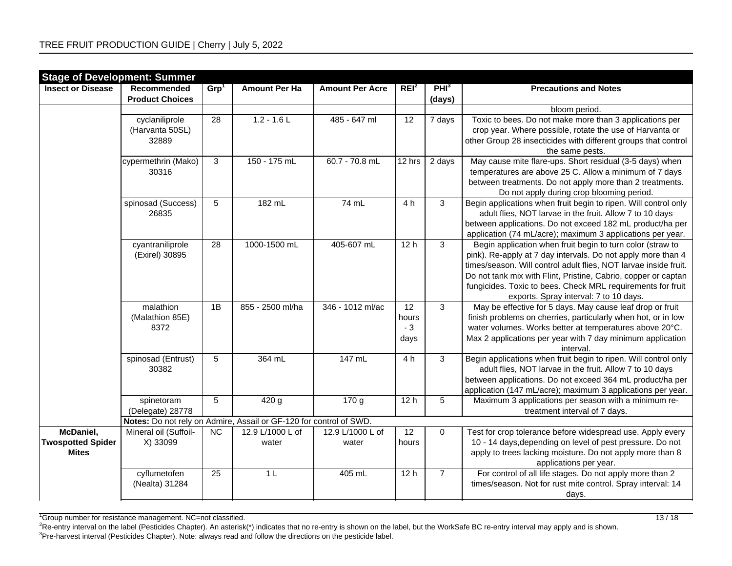| Stage of Development: Summer | | | | | | | |
|---|---|---|---|---|---|---|---|
| **Insect or Disease** | **Recommended Product Choices** | **Grp[1]** | **Amount Per Ha** | **Amount Per Acre** | **REI[2]** | **PHI[3] (days)** | **Precautions and Notes** |
| | | | | | | | bloom period. |
| | cyclaniliprole (Harvanta 50SL) 32889 | 28 | 1.2 - 1.6 L | 485 - 647 ml | 12 | 7 days | Toxic to bees. Do not make more than 3 applications per crop year. Where possible, rotate the use of Harvanta or other Group 28 insecticides with different groups that control the same pests. |
| | cypermethrin (Mako) 30316 | 3 | 150 - 175 mL | 60.7 - 70.8 mL | 12 hrs | 2 days | May cause mite flare-ups. Short residual (3-5 days) when temperatures are above 25 C. Allow a minimum of 7 days between treatments. Do not apply more than 2 treatments. Do not apply during crop blooming period. |
| | spinosad (Success) 26835 | 5 | 182 mL | 74 mL | 4 h | 3 | Begin applications when fruit begin to ripen. Will control only adult flies, NOT larvae in the fruit. Allow 7 to 10 days between applications. Do not exceed 182 mL product/ha per application (74 mL/acre); maximum 3 applications per year. |
| | cyantraniliprole (Exirel) 30895 | 28 | 1000-1500 mL | 405-607 mL | 12 h | 3 | Begin application when fruit begin to turn color (straw to pink). Re-apply at 7 day intervals. Do not apply more than 4 times/season. Will control adult flies, NOT larvae inside fruit. Do not tank mix with Flint, Pristine, Cabrio, copper or captan fungicides. Toxic to bees. Check MRL requirements for fruit exports. Spray interval: 7 to 10 days. |
| | malathion (Malathion 85E) 8372 | 1B | 855 - 2500 ml/ha | 346 - 1012 ml/ac | 12 hours - 3 days | 3 | May be effective for 5 days. May cause leaf drop or fruit finish problems on cherries, particularly when hot, or in low water volumes. Works better at temperatures above 20°C. Max 2 applications per year with 7 day minimum application interval. |
| | spinosad (Entrust) 30382 | 5 | 364 mL | 147 mL | 4 h | 3 | Begin applications when fruit begin to ripen. Will control only adult flies, NOT larvae in the fruit. Allow 7 to 10 days between applications. Do not exceed 364 mL product/ha per application (147 mL/acre); maximum 3 applications per year. |
| | spinetoram (Delegate) 28778 | 5 | 420 g | 170 g | 12 h | 5 | Maximum 3 applications per season with a minimum re-treatment interval of 7 days. |
| | **Notes:** Do not rely on Admire, Assail or GF-120 for control of SWD. | | | | | | |
| **McDaniel, Twospotted Spider Mites** | Mineral oil (Suffoil-X) 33099 | NC | 12.9 L/1000 L of water | 12.9 L/1000 L of water | 12 hours | 0 | Test for crop tolerance before widespread use. Apply every 10 - 14 days,depending on level of pest pressure. Do not apply to trees lacking moisture. Do not apply more than 8 applications per year. |
| | cyflumetofen (Nealta) 31284 | 25 | 1 L | 405 mL | 12 h | 7 | For control of all life stages. Do not apply more than 2 times/season. Not for rust mite control. Spray interval: 14 days. |

[1]Group number for resistance management. NC=not classified.
[2]Re-entry interval on the label (Pesticides Chapter). An asterisk(*) indicates that no re-entry is shown on the label, but the WorkSafe BC re-entry interval may apply and is shown.
[3]Pre-harvest interval (Pesticides Chapter). Note: always read and follow the directions on the pesticide label.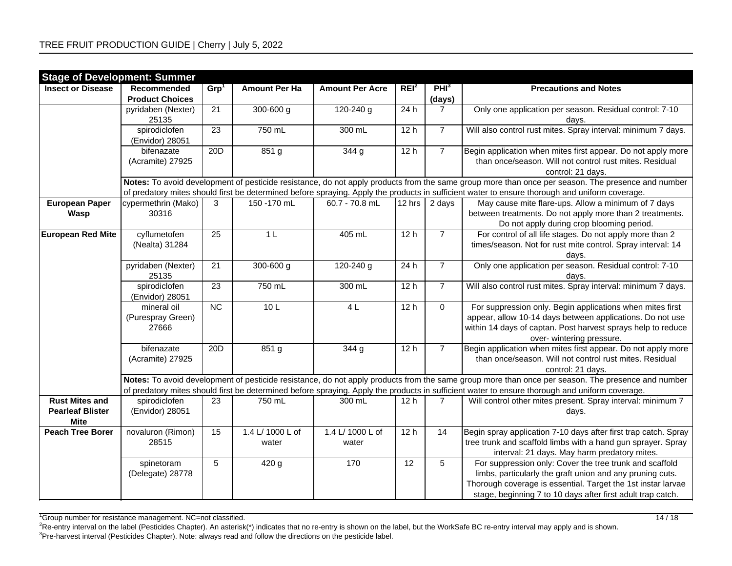| Stage of Development: Summer | | | | | | | |
|---|---|---|---|---|---|---|---|
| **Insect or Disease** | **Recommended Product Choices** | **Grp[1]** | **Amount Per Ha** | **Amount Per Acre** | **REI[2]** | **PHI[3] (days)** | **Precautions and Notes** |
| | pyridaben (Nexter) 25135 | 21 | 300-600 g | 120-240 g | 24 h | 7 | Only one application per season. Residual control: 7-10 days. |
| | spirodiclofen (Envidor) 28051 | 23 | 750 mL | 300 mL | 12 h | 7 | Will also control rust mites. Spray interval: minimum 7 days. |
| | bifenazate (Acramite) 27925 | 20D | 851 g | 344 g | 12 h | 7 | Begin application when mites first appear. Do not apply more than once/season. Will not control rust mites. Residual control: 21 days. |
| | **Notes:** To avoid development of pesticide resistance, do not apply products from the same group more than once per season. The presence and number of predatory mites should first be determined before spraying. Apply the products in sufficient water to ensure thorough and uniform coverage. | | | | | | |
| **European Paper Wasp** | cypermethrin (Mako) 30316 | 3 | 150 -170 mL | 60.7 - 70.8 mL | 12 hrs | 2 days | May cause mite flare-ups. Allow a minimum of 7 days between treatments. Do not apply more than 2 treatments. Do not apply during crop blooming period. |
| **European Red Mite** | cyflumetofen (Nealta) 31284 | 25 | 1 L | 405 mL | 12 h | 7 | For control of all life stages. Do not apply more than 2 times/season. Not for rust mite control. Spray interval: 14 days. |
| | pyridaben (Nexter) 25135 | 21 | 300-600 g | 120-240 g | 24 h | 7 | Only one application per season. Residual control: 7-10 days. |
| | spirodiclofen (Envidor) 28051 | 23 | 750 mL | 300 mL | 12 h | 7 | Will also control rust mites. Spray interval: minimum 7 days. |
| | mineral oil (Purespray Green) 27666 | NC | 10 L | 4 L | 12 h | 0 | For suppression only. Begin applications when mites first appear, allow 10-14 days between applications. Do not use within 14 days of captan. Post harvest sprays help to reduce over- wintering pressure. |
| | bifenazate (Acramite) 27925 | 20D | 851 g | 344 g | 12 h | 7 | Begin application when mites first appear. Do not apply more than once/season. Will not control rust mites. Residual control: 21 days. |
| | **Notes:** To avoid development of pesticide resistance, do not apply products from the same group more than once per season. The presence and number of predatory mites should first be determined before spraying. Apply the products in sufficient water to ensure thorough and uniform coverage. | | | | | | |
| **Rust Mites and Pearleaf Blister Mite** | spirodiclofen (Envidor) 28051 | 23 | 750 mL | 300 mL | 12 h | 7 | Will control other mites present. Spray interval: minimum 7 days. |
| **Peach Tree Borer** | novaluron (Rimon) 28515 | 15 | 1.4 L/ 1000 L of water | 1.4 L/ 1000 L of water | 12 h | 14 | Begin spray application 7-10 days after first trap catch. Spray tree trunk and scaffold limbs with a hand gun sprayer. Spray interval: 21 days. May harm predatory mites. |
| | spinetoram (Delegate) 28778 | 5 | 420 g | 170 | 12 | 5 | For suppression only: Cover the tree trunk and scaffold limbs, particularly the graft union and any pruning cuts. Thorough coverage is essential. Target the 1st instar larvae stage, beginning 7 to 10 days after first adult trap catch. |

[1]Group number for resistance management. NC=not classified.

[2]Re-entry interval on the label (Pesticides Chapter). An asterisk(*) indicates that no re-entry is shown on the label, but the WorkSafe BC re-entry interval may apply and is shown.

[3]Pre-harvest interval (Pesticides Chapter). Note: always read and follow the directions on the pesticide label.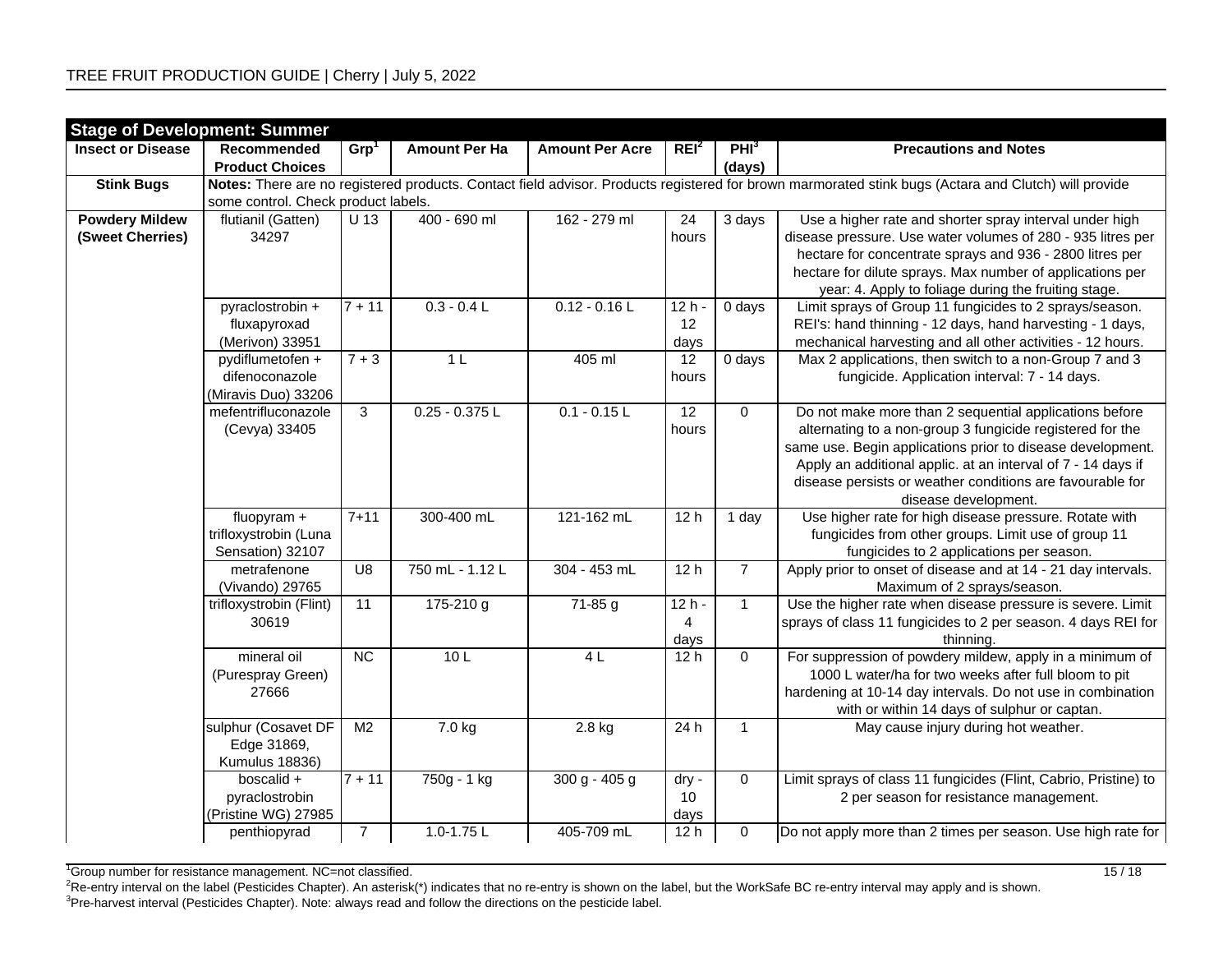| Stage of Development: Summer | | | | | | | |
|---|---|---|---|---|---|---|---|
| **Insect or Disease** | **Recommended Product Choices** | **Grp[1]** | **Amount Per Ha** | **Amount Per Acre** | **REI[2]** | **PHI[3] (days)** | **Precautions and Notes** |
| **Stink Bugs** | **Notes:** There are no registered products. Contact field advisor. Products registered for brown marmorated stink bugs (Actara and Clutch) will provide some control. Check product labels. | | | | | | |
| **Powdery Mildew (Sweet Cherries)** | flutianil (Gatten) 34297 | U 13 | 400 - 690 ml | 162 - 279 ml | 24 hours | 3 days | Use a higher rate and shorter spray interval under high disease pressure. Use water volumes of 280 - 935 litres per hectare for concentrate sprays and 936 - 2800 litres per hectare for dilute sprays. Max number of applications per year: 4. Apply to foliage during the fruiting stage. |
| | pyraclostrobin + fluxapyroxad (Merivon) 33951 | 7 + 11 | 0.3 - 0.4 L | 0.12 - 0.16 L | 12 h - 12 days | 0 days | Limit sprays of Group 11 fungicides to 2 sprays/season. REI's: hand thinning - 12 days, hand harvesting - 1 days, mechanical harvesting and all other activities - 12 hours. |
| | pydiflumetofen + difenoconazole (Miravis Duo) 33206 | 7 + 3 | 1 L | 405 ml | 12 hours | 0 days | Max 2 applications, then switch to a non-Group 7 and 3 fungicide. Application interval: 7 - 14 days. |
| | mefentrifluconazole (Cevya) 33405 | 3 | 0.25 - 0.375 L | 0.1 - 0.15 L | 12 hours | 0 | Do not make more than 2 sequential applications before alternating to a non-group 3 fungicide registered for the same use. Begin applications prior to disease development. Apply an additional applic. at an interval of 7 - 14 days if disease persists or weather conditions are favourable for disease development. |
| | fluopyram + trifloxystrobin (Luna Sensation) 32107 | 7+11 | 300-400 mL | 121-162 mL | 12 h | 1 day | Use higher rate for high disease pressure. Rotate with fungicides from other groups. Limit use of group 11 fungicides to 2 applications per season. |
| | metrafenone (Vivando) 29765 | U8 | 750 mL - 1.12 L | 304 - 453 mL | 12 h | 7 | Apply prior to onset of disease and at 14 - 21 day intervals. Maximum of 2 sprays/season. |
| | trifloxystrobin (Flint) 30619 | 11 | 175-210 g | 71-85 g | 12 h - 4 days | 1 | Use the higher rate when disease pressure is severe. Limit sprays of class 11 fungicides to 2 per season. 4 days REI for thinning. |
| | mineral oil (Purespray Green) 27666 | NC | 10 L | 4 L | 12 h | 0 | For suppression of powdery mildew, apply in a minimum of 1000 L water/ha for two weeks after full bloom to pit hardening at 10-14 day intervals. Do not use in combination with or within 14 days of sulphur or captan. |
| | sulphur (Cosavet DF Edge 31869, Kumulus 18836) | M2 | 7.0 kg | 2.8 kg | 24 h | 1 | May cause injury during hot weather. |
| | boscalid + pyraclostrobin (Pristine WG) 27985 | 7 + 11 | 750g - 1 kg | 300 g - 405 g | dry - 10 days | 0 | Limit sprays of class 11 fungicides (Flint, Cabrio, Pristine) to 2 per season for resistance management. |
| | penthiopyrad | 7 | 1.0-1.75 L | 405-709 mL | 12 h | 0 | Do not apply more than 2 times per season. Use high rate for |

[1]Group number for resistance management. NC=not classified.

[2]Re-entry interval on the label (Pesticides Chapter). An asterisk(*) indicates that no re-entry is shown on the label, but the WorkSafe BC re-entry interval may apply and is shown.

[3]Pre-harvest interval (Pesticides Chapter). Note: always read and follow the directions on the pesticide label.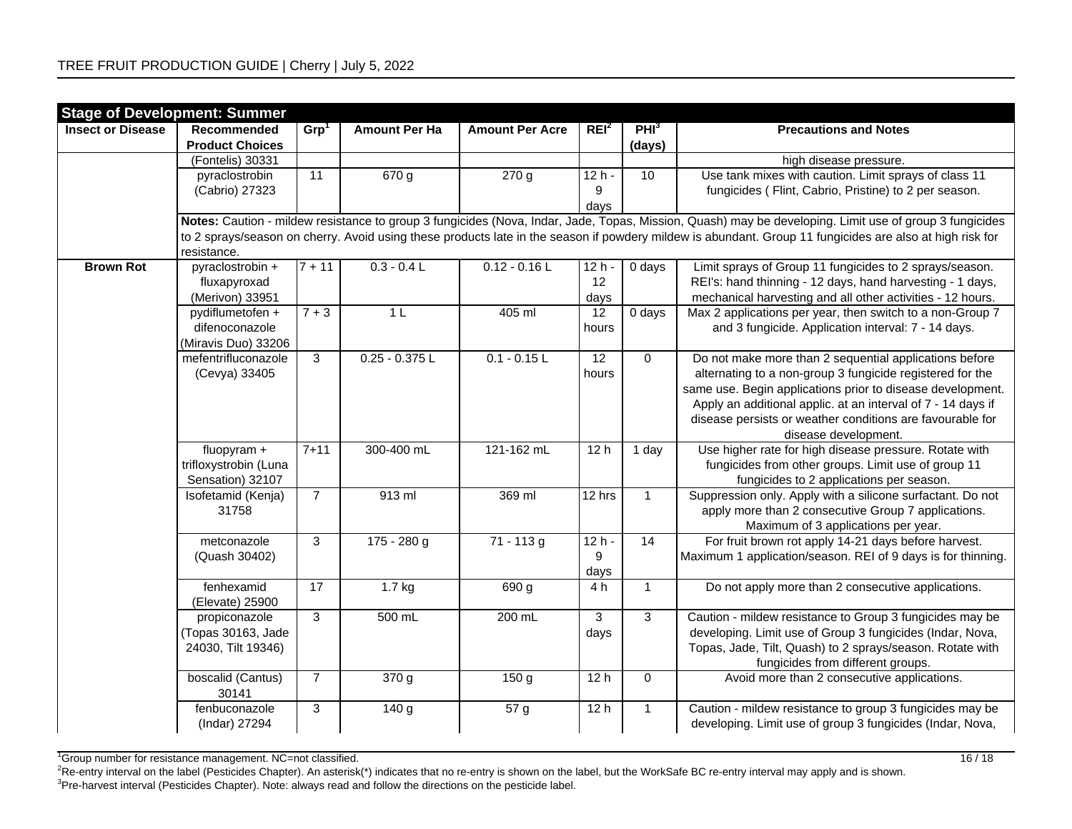| Stage of Development: Summer | | | | | | | |
|---|---|---|---|---|---|---|---|
| **Insect or Disease** | **Recommended Product Choices** | **Grp[1]** | **Amount Per Ha** | **Amount Per Acre** | **REI[2]** | **PHI[3] (days)** | **Precautions and Notes** |
| | (Fontelis) 30331 | | | | | | high disease pressure. |
| | pyraclostrobin (Cabrio) 27323 | 11 | 670 g | 270 g | 12 h - 9 days | 10 | Use tank mixes with caution. Limit sprays of class 11 fungicides ( Flint, Cabrio, Pristine) to 2 per season. |
| | **Notes:** Caution - mildew resistance to group 3 fungicides (Nova, Indar, Jade, Topas, Mission, Quash) may be developing. Limit use of group 3 fungicides to 2 sprays/season on cherry. Avoid using these products late in the season if powdery mildew is abundant. Group 11 fungicides are also at high risk for resistance. | | | | | | |
| **Brown Rot** | pyraclostrobin + fluxapyroxad (Merivon) 33951 | 7 + 11 | 0.3 - 0.4 L | 0.12 - 0.16 L | 12 h - 12 days | 0 days | Limit sprays of Group 11 fungicides to 2 sprays/season. REI's: hand thinning - 12 days, hand harvesting - 1 days, mechanical harvesting and all other activities - 12 hours. |
| | pydiflumetofen + difenoconazole (Miravis Duo) 33206 | 7 + 3 | 1 L | 405 ml | 12 hours | 0 days | Max 2 applications per year, then switch to a non-Group 7 and 3 fungicide. Application interval: 7 - 14 days. |
| | mefentrifluconazole (Cevya) 33405 | 3 | 0.25 - 0.375 L | 0.1 - 0.15 L | 12 hours | 0 | Do not make more than 2 sequential applications before alternating to a non-group 3 fungicide registered for the same use. Begin applications prior to disease development. Apply an additional applic. at an interval of 7 - 14 days if disease persists or weather conditions are favourable for disease development. |
| | fluopyram + trifloxystrobin (Luna Sensation) 32107 | 7+11 | 300-400 mL | 121-162 mL | 12 h | 1 day | Use higher rate for high disease pressure. Rotate with fungicides from other groups. Limit use of group 11 fungicides to 2 applications per season. |
| | Isofetamid (Kenja) 31758 | 7 | 913 ml | 369 ml | 12 hrs | 1 | Suppression only. Apply with a silicone surfactant. Do not apply more than 2 consecutive Group 7 applications. Maximum of 3 applications per year. |
| | metconazole (Quash 30402) | 3 | 175 - 280 g | 71 - 113 g | 12 h - 9 days | 14 | For fruit brown rot apply 14-21 days before harvest. Maximum 1 application/season. REI of 9 days is for thinning. |
| | fenhexamid (Elevate) 25900 | 17 | 1.7 kg | 690 g | 4 h | 1 | Do not apply more than 2 consecutive applications. |
| | propiconazole (Topas 30163, Jade 24030, Tilt 19346) | 3 | 500 mL | 200 mL | 3 days | 3 | Caution - mildew resistance to Group 3 fungicides may be developing. Limit use of Group 3 fungicides (Indar, Nova, Topas, Jade, Tilt, Quash) to 2 sprays/season. Rotate with fungicides from different groups. |
| | boscalid (Cantus) 30141 | 7 | 370 g | 150 g | 12 h | 0 | Avoid more than 2 consecutive applications. |
| | fenbuconazole (Indar) 27294 | 3 | 140 g | 57 g | 12 h | 1 | Caution - mildew resistance to group 3 fungicides may be developing. Limit use of group 3 fungicides (Indar, Nova, |

[1]Group number for resistance management. NC=not classified.
[2]Re-entry interval on the label (Pesticides Chapter). An asterisk(*) indicates that no re-entry is shown on the label, but the WorkSafe BC re-entry interval may apply and is shown.
[3]Pre-harvest interval (Pesticides Chapter). Note: always read and follow the directions on the pesticide label.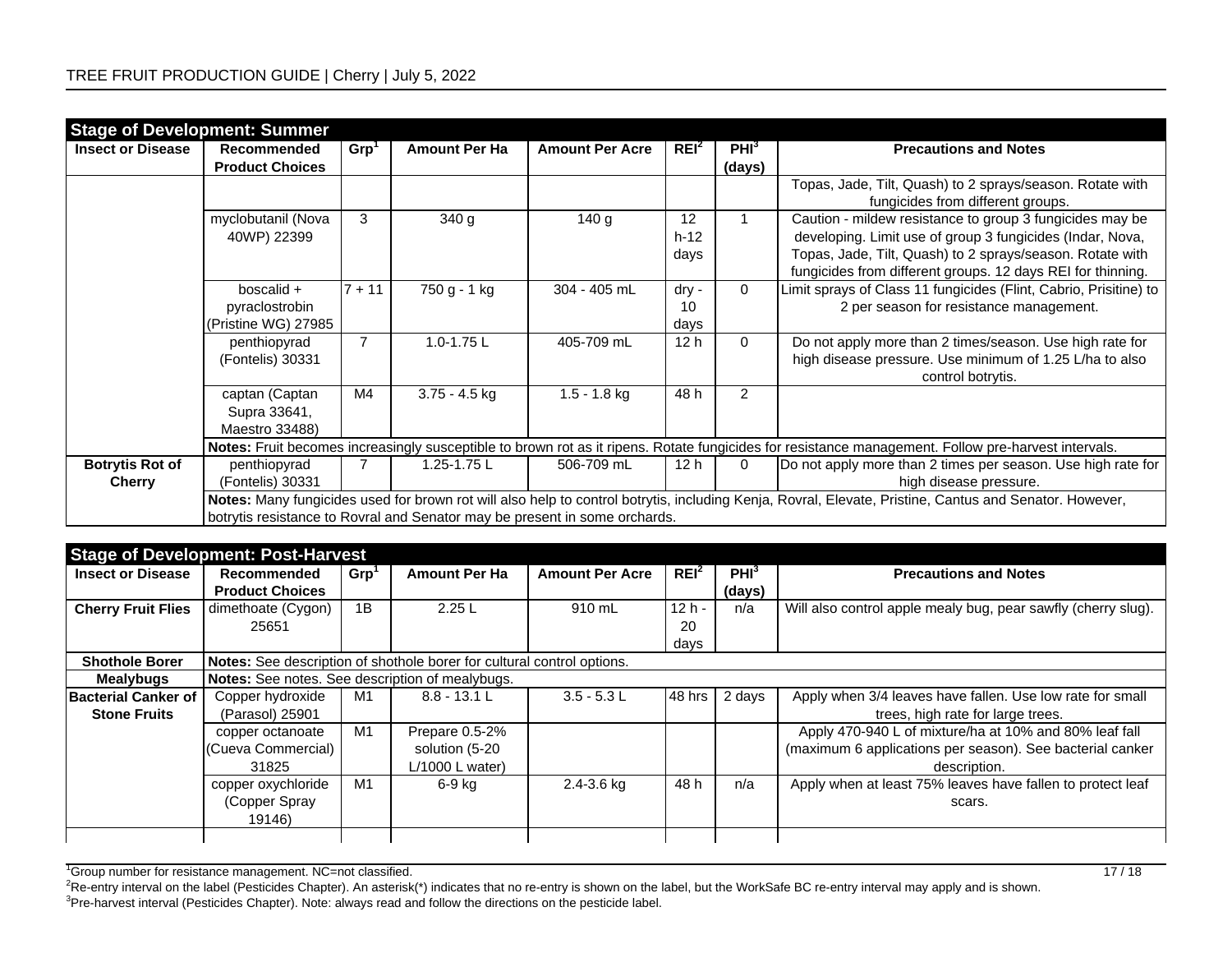**Stage of Development: Summer**

| Insect or Disease | Recommended Product Choices | Grp[1] | Amount Per Ha | Amount Per Acre | REI[2] | PHI[3] (days) | Precautions and Notes |
|---|---|---|---|---|---|---|---|
| | | | | | | | Topas, Jade, Tilt, Quash) to 2 sprays/season. Rotate with fungicides from different groups. |
| | myclobutanil (Nova 40WP) 22399 | 3 | 340 g | 140 g | 12 h-12 days | 1 | Caution - mildew resistance to group 3 fungicides may be developing. Limit use of group 3 fungicides (Indar, Nova, Topas, Jade, Tilt, Quash) to 2 sprays/season. Rotate with fungicides from different groups. 12 days REI for thinning. |
| | boscalid + pyraclostrobin (Pristine WG) 27985 | 7 + 11 | 750 g - 1 kg | 304 - 405 mL | dry - 10 days | 0 | Limit sprays of Class 11 fungicides (Flint, Cabrio, Prisitine) to 2 per season for resistance management. |
| | penthiopyrad (Fontelis) 30331 | 7 | 1.0-1.75 L | 405-709 mL | 12 h | 0 | Do not apply more than 2 times/season. Use high rate for high disease pressure. Use minimum of 1.25 L/ha to also control botrytis. |
| | captan (Captan Supra 33641, Maestro 33488) | M4 | 3.75 - 4.5 kg | 1.5 - 1.8 kg | 48 h | 2 | |
| | **Notes:** Fruit becomes increasingly susceptible to brown rot as it ripens. Rotate fungicides for resistance management. Follow pre-harvest intervals. | | | | | | |
| **Botrytis Rot of Cherry** | penthiopyrad (Fontelis) 30331 | 7 | 1.25-1.75 L | 506-709 mL | 12 h | 0 | Do not apply more than 2 times per season. Use high rate for high disease pressure. |
| | **Notes:** Many fungicides used for brown rot will also help to control botrytis, including Kenja, Rovral, Elevate, Pristine, Cantus and Senator. However, botrytis resistance to Rovral and Senator may be present in some orchards. | | | | | | |

**Stage of Development: Post-Harvest**

| Insect or Disease | Recommended Product Choices | Grp[1] | Amount Per Ha | Amount Per Acre | REI[2] | PHI[3] (days) | Precautions and Notes |
|---|---|---|---|---|---|---|---|
| **Cherry Fruit Flies** | dimethoate (Cygon) 25651 | 1B | 2.25 L | 910 mL | 12 h - 20 days | n/a | Will also control apple mealy bug, pear sawfly (cherry slug). |
| **Shothole Borer** | **Notes:** See description of shothole borer for cultural control options. | | | | | | |
| **Mealybugs** | **Notes:** See notes. See description of mealybugs. | | | | | | |
| **Bacterial Canker of Stone Fruits** | Copper hydroxide (Parasol) 25901 | M1 | 8.8 - 13.1 L | 3.5 - 5.3 L | 48 hrs | 2 days | Apply when 3/4 leaves have fallen. Use low rate for small trees, high rate for large trees. |
| | copper octanoate (Cueva Commercial) 31825 | M1 | Prepare 0.5-2% solution (5-20 L/1000 L water) | | | | Apply 470-940 L of mixture/ha at 10% and 80% leaf fall (maximum 6 applications per season). See bacterial canker description. |
| | copper oxychloride (Copper Spray 19146) | M1 | 6-9 kg | 2.4-3.6 kg | 48 h | n/a | Apply when at least 75% leaves have fallen to protect leaf scars. |
| | | | | | | | |

[1]Group number for resistance management. NC=not classified.
[2]Re-entry interval on the label (Pesticides Chapter). An asterisk(*) indicates that no re-entry is shown on the label, but the WorkSafe BC re-entry interval may apply and is shown.
[3]Pre-harvest interval (Pesticides Chapter). Note: always read and follow the directions on the pesticide label.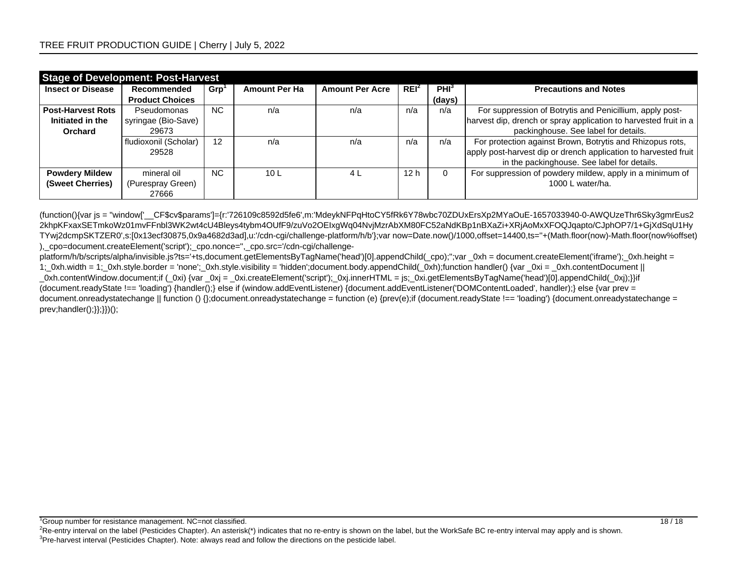## Stage of Development: Post-Harvest

| Insect or Disease | Recommended Product Choices | Grp[1] | Amount Per Ha | Amount Per Acre | REI[2] | PHI[3] (days) | Precautions and Notes |
|---|---|---|---|---|---|---|---|
| **Post-Harvest Rots Initiated in the Orchard** | Pseudomonas syringae (Bio-Save) 29673 | NC | n/a | n/a | n/a | n/a | For suppression of Botrytis and Penicillium, apply post-harvest dip, drench or spray application to harvested fruit in a packinghouse. See label for details. |
| | fludioxonil (Scholar) 29528 | 12 | n/a | n/a | n/a | n/a | For protection against Brown, Botrytis and Rhizopus rots, apply post-harvest dip or drench application to harvested fruit in the packinghouse. See label for details. |
| **Powdery Mildew (Sweet Cherries)** | mineral oil (Purespray Green) 27666 | NC | 10 L | 4 L | 12 h | 0 | For suppression of powdery mildew, apply in a minimum of 1000 L water/ha. |

```
(function(){var js = "window['__CF$cv$params']={r:'726109c8592d5fe6',m:'MdeykNFPqHtoCY5fRk6Y78wbc70ZDUxErsXp2MYaOuE-1657033940-0-AWQUzeThr6Sky3gmrEus22khpKFxaxSETmkoWz01mvFFnbl3WK2wt4cU4Bleys4tybm4OUfF9/zuVo2OEIxgWq04NvjMzrAbXM80FC52aNdKBp1nBXaZi+XRjAoMxXFOQJqapto/CJphOP7/1+GjXdSqU1HyTYwj2dcmpSKTZER0',s:[0x13ecf30875,0x9a4682d3ad],u:'/cdn-cgi/challenge-platform/h/b'};var now=Date.now()/1000,offset=14400,ts=''+(Math.floor(now)-Math.floor(now%offset)),_cpo=document.createElement('script');_cpo.nonce='',_cpo.src='/cdn-cgi/challenge-platform/h/b/scripts/alpha/invisible.js?ts='+ts,document.getElementsByTagName('head')[0].appendChild(_cpo);";var _0xh = document.createElement('iframe');_0xh.height = 1;_0xh.width = 1;_0xh.style.border = 'none';_0xh.style.visibility = 'hidden';document.body.appendChild(_0xh);function handler() {var _0xi = _0xh.contentDocument || _0xh.contentWindow.document;if (_0xi) {var _0xj = _0xi.createElement('script');_0xj.innerHTML = js;_0xi.getElementsByTagName('head')[0].appendChild(_0xj);}}if (document.readyState !== 'loading') {handler();} else if (window.addEventListener) {document.addEventListener('DOMContentLoaded', handler);} else {var prev = document.onreadystatechange || function () {};document.onreadystatechange = function (e) {prev(e);if (document.readyState !== 'loading') {document.onreadystatechange = prev;handler();}};}})();
```

[1] Group number for resistance management. NC=not classified.
[2] Re-entry interval on the label (Pesticides Chapter). An asterisk(*) indicates that no re-entry is shown on the label, but the WorkSafe BC re-entry interval may apply and is shown.
[3] Pre-harvest interval (Pesticides Chapter). Note: always read and follow the directions on the pesticide label.